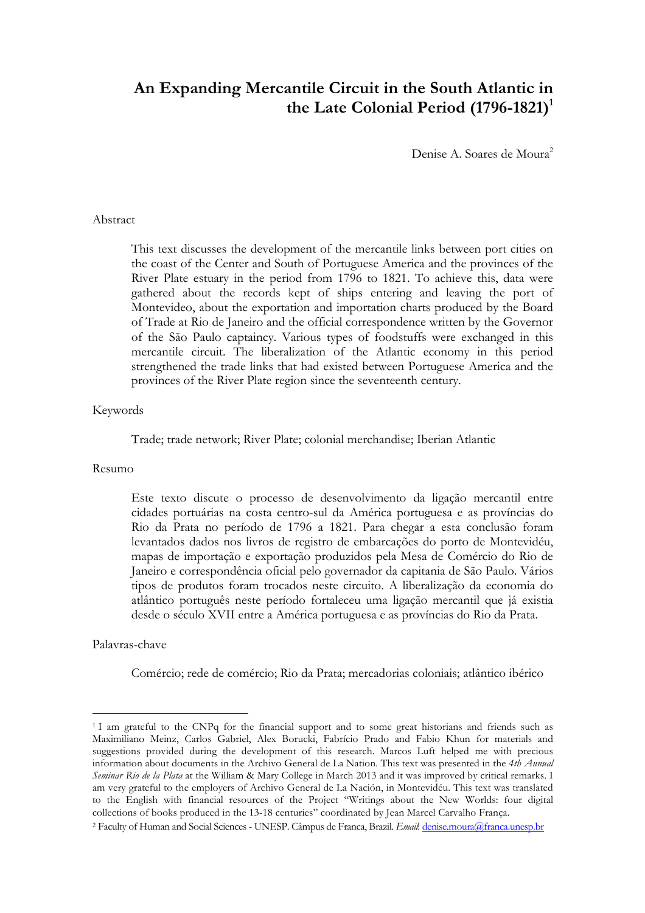# An Expanding Mercantile Circuit in the South Atlantic in the Late Colonial Period (1796-1821)[1]

Denise A. Soares de Moura[2]

Abstract

This text discusses the development of the mercantile links between port cities on the coast of the Center and South of Portuguese America and the provinces of the River Plate estuary in the period from 1796 to 1821. To achieve this, data were gathered about the records kept of ships entering and leaving the port of Montevideo, about the exportation and importation charts produced by the Board of Trade at Rio de Janeiro and the official correspondence written by the Governor of the São Paulo captaincy. Various types of foodstuffs were exchanged in this mercantile circuit. The liberalization of the Atlantic economy in this period strengthened the trade links that had existed between Portuguese America and the provinces of the River Plate region since the seventeenth century.

Keywords

Trade; trade network; River Plate; colonial merchandise; Iberian Atlantic

Resumo

Este texto discute o processo de desenvolvimento da ligação mercantil entre cidades portuárias na costa centro-sul da América portuguesa e as províncias do Rio da Prata no período de 1796 a 1821. Para chegar a esta conclusão foram levantados dados nos livros de registro de embarcações do porto de Montevidéu, mapas de importação e exportação produzidos pela Mesa de Comércio do Rio de Janeiro e correspondência oficial pelo governador da capitania de São Paulo. Vários tipos de produtos foram trocados neste circuito. A liberalização da economia do atlântico português neste período fortaleceu uma ligação mercantil que já existia desde o século XVII entre a América portuguesa e as províncias do Rio da Prata.

Palavras-chave

Comércio; rede de comércio; Rio da Prata; mercadorias coloniais; atlântico ibérico

---

[1] I am grateful to the CNPq for the financial support and to some great historians and friends such as Maximiliano Meinz, Carlos Gabriel, Alex Borucki, Fabrício Prado and Fabio Khun for materials and suggestions provided during the development of this research. Marcos Luft helped me with precious information about documents in the Archivo General de La Nation. This text was presented in the *4th Annual Seminar Rio de la Plata* at the William & Mary College in March 2013 and it was improved by critical remarks. I am very grateful to the employers of Archivo General de La Nación, in Montevidéu. This text was translated to the English with financial resources of the Project "Writings about the New Worlds: four digital collections of books produced in the 13-18 centuries" coordinated by Jean Marcel Carvalho França.

[2] Faculty of Human and Social Sciences - UNESP. Câmpus de Franca, Brazil. *Email*: denise.moura@franca.unesp.br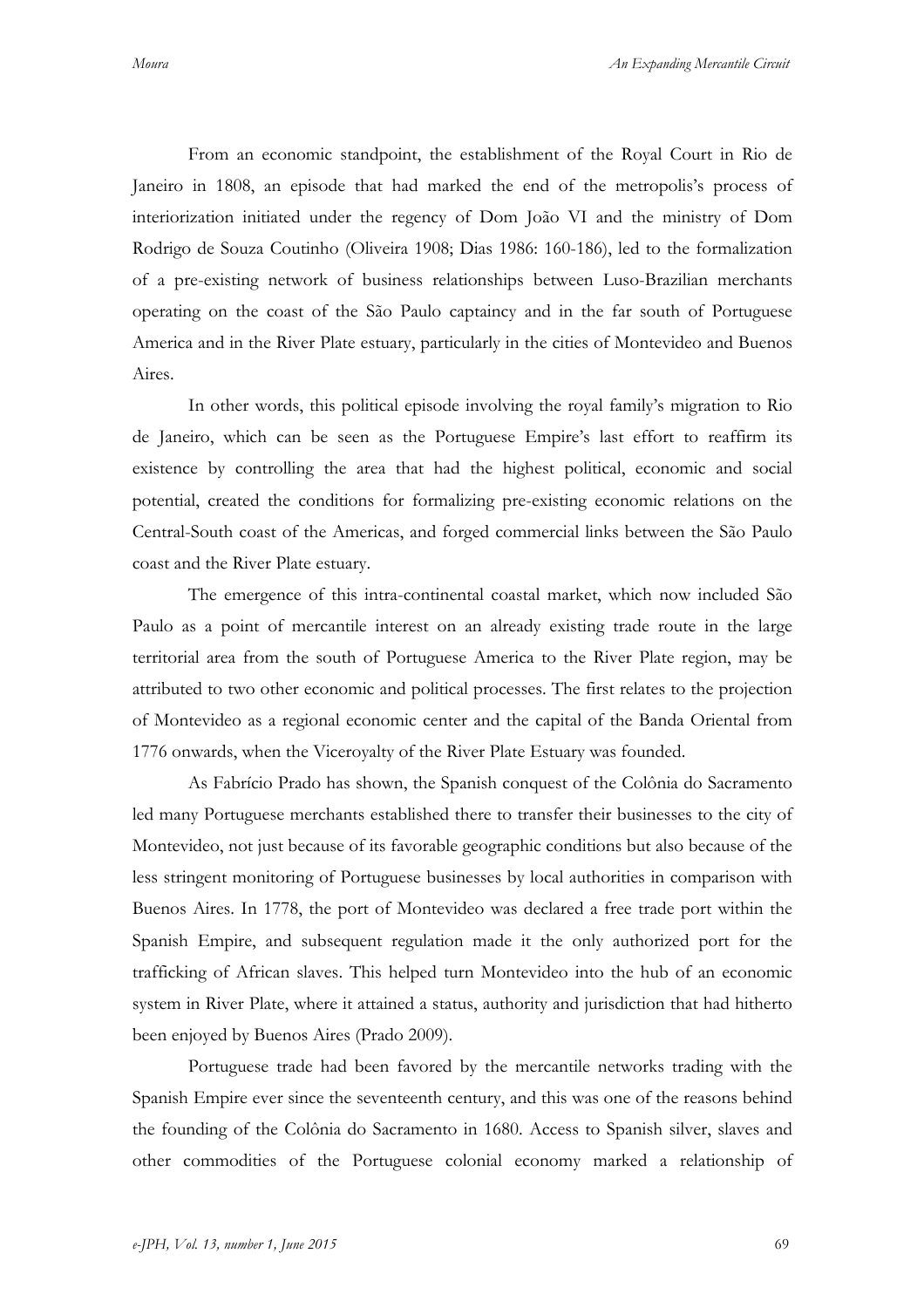From an economic standpoint, the establishment of the Royal Court in Rio de Janeiro in 1808, an episode that had marked the end of the metropolis's process of interiorization initiated under the regency of Dom João VI and the ministry of Dom Rodrigo de Souza Coutinho (Oliveira 1908; Dias 1986: 160-186), led to the formalization of a pre-existing network of business relationships between Luso-Brazilian merchants operating on the coast of the São Paulo captaincy and in the far south of Portuguese America and in the River Plate estuary, particularly in the cities of Montevideo and Buenos Aires.

In other words, this political episode involving the royal family's migration to Rio de Janeiro, which can be seen as the Portuguese Empire's last effort to reaffirm its existence by controlling the area that had the highest political, economic and social potential, created the conditions for formalizing pre-existing economic relations on the Central-South coast of the Americas, and forged commercial links between the São Paulo coast and the River Plate estuary.

The emergence of this intra-continental coastal market, which now included São Paulo as a point of mercantile interest on an already existing trade route in the large territorial area from the south of Portuguese America to the River Plate region, may be attributed to two other economic and political processes. The first relates to the projection of Montevideo as a regional economic center and the capital of the Banda Oriental from 1776 onwards, when the Viceroyalty of the River Plate Estuary was founded.

As Fabrício Prado has shown, the Spanish conquest of the Colônia do Sacramento led many Portuguese merchants established there to transfer their businesses to the city of Montevideo, not just because of its favorable geographic conditions but also because of the less stringent monitoring of Portuguese businesses by local authorities in comparison with Buenos Aires. In 1778, the port of Montevideo was declared a free trade port within the Spanish Empire, and subsequent regulation made it the only authorized port for the trafficking of African slaves. This helped turn Montevideo into the hub of an economic system in River Plate, where it attained a status, authority and jurisdiction that had hitherto been enjoyed by Buenos Aires (Prado 2009).

Portuguese trade had been favored by the mercantile networks trading with the Spanish Empire ever since the seventeenth century, and this was one of the reasons behind the founding of the Colônia do Sacramento in 1680. Access to Spanish silver, slaves and other commodities of the Portuguese colonial economy marked a relationship of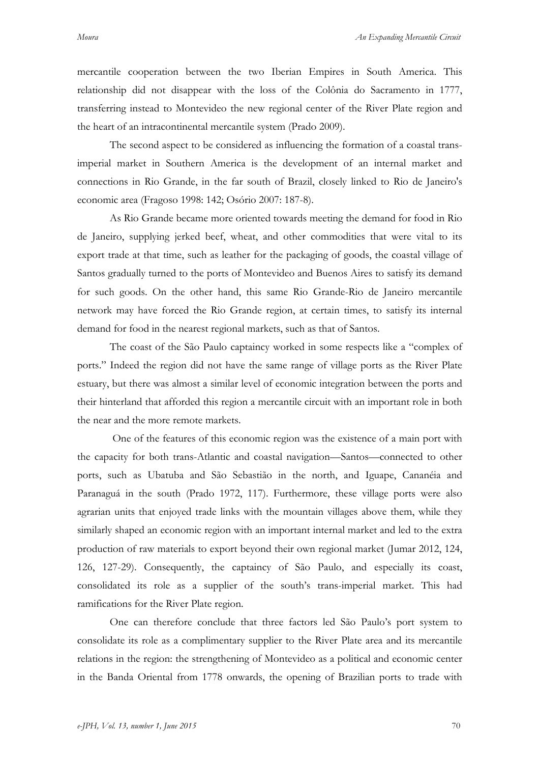mercantile cooperation between the two Iberian Empires in South America. This relationship did not disappear with the loss of the Colônia do Sacramento in 1777, transferring instead to Montevideo the new regional center of the River Plate region and the heart of an intracontinental mercantile system (Prado 2009).

The second aspect to be considered as influencing the formation of a coastal trans-imperial market in Southern America is the development of an internal market and connections in Rio Grande, in the far south of Brazil, closely linked to Rio de Janeiro's economic area (Fragoso 1998: 142; Osório 2007: 187-8).

As Rio Grande became more oriented towards meeting the demand for food in Rio de Janeiro, supplying jerked beef, wheat, and other commodities that were vital to its export trade at that time, such as leather for the packaging of goods, the coastal village of Santos gradually turned to the ports of Montevideo and Buenos Aires to satisfy its demand for such goods. On the other hand, this same Rio Grande-Rio de Janeiro mercantile network may have forced the Rio Grande region, at certain times, to satisfy its internal demand for food in the nearest regional markets, such as that of Santos.

The coast of the São Paulo captaincy worked in some respects like a "complex of ports." Indeed the region did not have the same range of village ports as the River Plate estuary, but there was almost a similar level of economic integration between the ports and their hinterland that afforded this region a mercantile circuit with an important role in both the near and the more remote markets.

One of the features of this economic region was the existence of a main port with the capacity for both trans-Atlantic and coastal navigation—Santos—connected to other ports, such as Ubatuba and São Sebastião in the north, and Iguape, Cananéia and Paranaguá in the south (Prado 1972, 117). Furthermore, these village ports were also agrarian units that enjoyed trade links with the mountain villages above them, while they similarly shaped an economic region with an important internal market and led to the extra production of raw materials to export beyond their own regional market (Jumar 2012, 124, 126, 127-29). Consequently, the captaincy of São Paulo, and especially its coast, consolidated its role as a supplier of the south's trans-imperial market. This had ramifications for the River Plate region.

One can therefore conclude that three factors led São Paulo's port system to consolidate its role as a complimentary supplier to the River Plate area and its mercantile relations in the region: the strengthening of Montevideo as a political and economic center in the Banda Oriental from 1778 onwards, the opening of Brazilian ports to trade with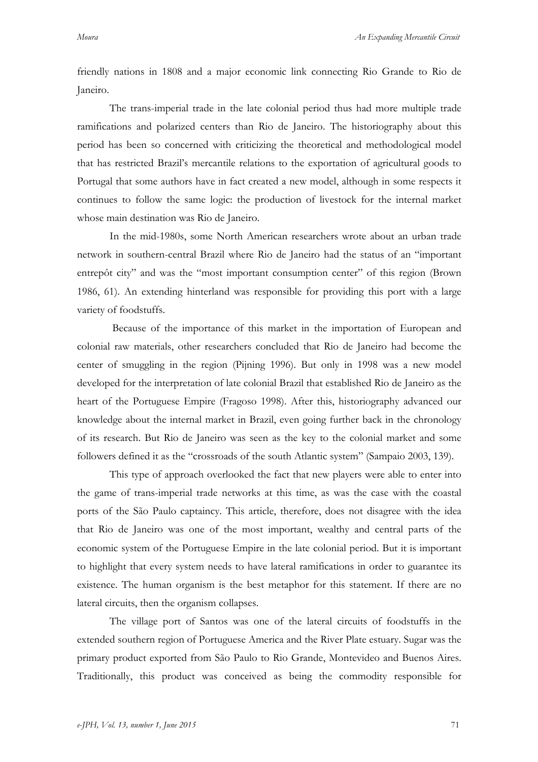friendly nations in 1808 and a major economic link connecting Rio Grande to Rio de Janeiro.

The trans-imperial trade in the late colonial period thus had more multiple trade ramifications and polarized centers than Rio de Janeiro. The historiography about this period has been so concerned with criticizing the theoretical and methodological model that has restricted Brazil's mercantile relations to the exportation of agricultural goods to Portugal that some authors have in fact created a new model, although in some respects it continues to follow the same logic: the production of livestock for the internal market whose main destination was Rio de Janeiro.

In the mid-1980s, some North American researchers wrote about an urban trade network in southern-central Brazil where Rio de Janeiro had the status of an "important entrepôt city" and was the "most important consumption center" of this region (Brown 1986, 61). An extending hinterland was responsible for providing this port with a large variety of foodstuffs.

Because of the importance of this market in the importation of European and colonial raw materials, other researchers concluded that Rio de Janeiro had become the center of smuggling in the region (Pijning 1996). But only in 1998 was a new model developed for the interpretation of late colonial Brazil that established Rio de Janeiro as the heart of the Portuguese Empire (Fragoso 1998). After this, historiography advanced our knowledge about the internal market in Brazil, even going further back in the chronology of its research. But Rio de Janeiro was seen as the key to the colonial market and some followers defined it as the "crossroads of the south Atlantic system" (Sampaio 2003, 139).

This type of approach overlooked the fact that new players were able to enter into the game of trans-imperial trade networks at this time, as was the case with the coastal ports of the São Paulo captaincy. This article, therefore, does not disagree with the idea that Rio de Janeiro was one of the most important, wealthy and central parts of the economic system of the Portuguese Empire in the late colonial period. But it is important to highlight that every system needs to have lateral ramifications in order to guarantee its existence. The human organism is the best metaphor for this statement. If there are no lateral circuits, then the organism collapses.

The village port of Santos was one of the lateral circuits of foodstuffs in the extended southern region of Portuguese America and the River Plate estuary. Sugar was the primary product exported from São Paulo to Rio Grande, Montevideo and Buenos Aires. Traditionally, this product was conceived as being the commodity responsible for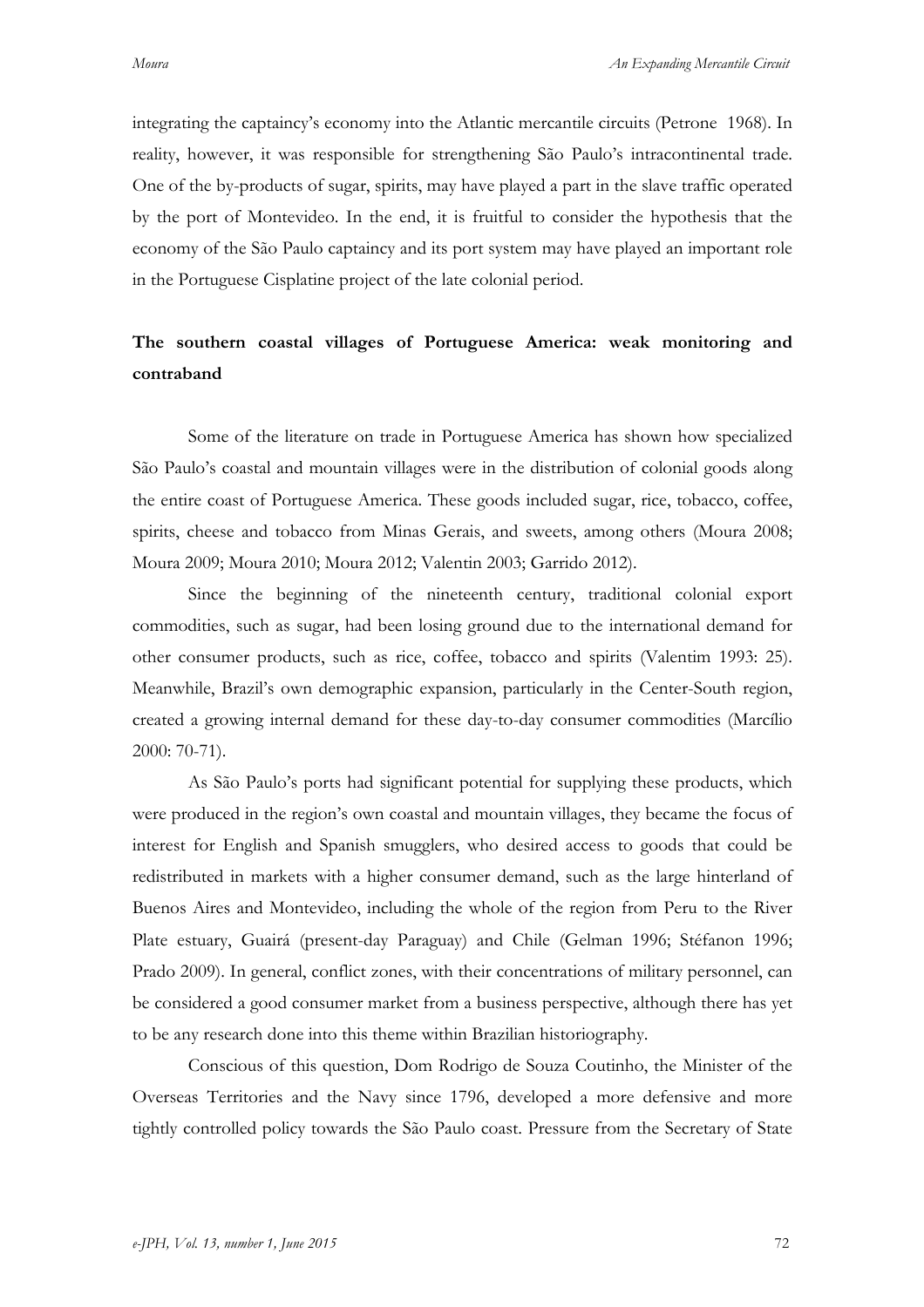integrating the captaincy's economy into the Atlantic mercantile circuits (Petrone 1968). In reality, however, it was responsible for strengthening São Paulo's intracontinental trade. One of the by-products of sugar, spirits, may have played a part in the slave traffic operated by the port of Montevideo. In the end, it is fruitful to consider the hypothesis that the economy of the São Paulo captaincy and its port system may have played an important role in the Portuguese Cisplatine project of the late colonial period.

## The southern coastal villages of Portuguese America: weak monitoring and contraband

Some of the literature on trade in Portuguese America has shown how specialized São Paulo's coastal and mountain villages were in the distribution of colonial goods along the entire coast of Portuguese America. These goods included sugar, rice, tobacco, coffee, spirits, cheese and tobacco from Minas Gerais, and sweets, among others (Moura 2008; Moura 2009; Moura 2010; Moura 2012; Valentin 2003; Garrido 2012).

Since the beginning of the nineteenth century, traditional colonial export commodities, such as sugar, had been losing ground due to the international demand for other consumer products, such as rice, coffee, tobacco and spirits (Valentim 1993: 25). Meanwhile, Brazil's own demographic expansion, particularly in the Center-South region, created a growing internal demand for these day-to-day consumer commodities (Marcílio 2000: 70-71).

As São Paulo's ports had significant potential for supplying these products, which were produced in the region's own coastal and mountain villages, they became the focus of interest for English and Spanish smugglers, who desired access to goods that could be redistributed in markets with a higher consumer demand, such as the large hinterland of Buenos Aires and Montevideo, including the whole of the region from Peru to the River Plate estuary, Guairá (present-day Paraguay) and Chile (Gelman 1996; Stéfanon 1996; Prado 2009). In general, conflict zones, with their concentrations of military personnel, can be considered a good consumer market from a business perspective, although there has yet to be any research done into this theme within Brazilian historiography.

Conscious of this question, Dom Rodrigo de Souza Coutinho, the Minister of the Overseas Territories and the Navy since 1796, developed a more defensive and more tightly controlled policy towards the São Paulo coast. Pressure from the Secretary of State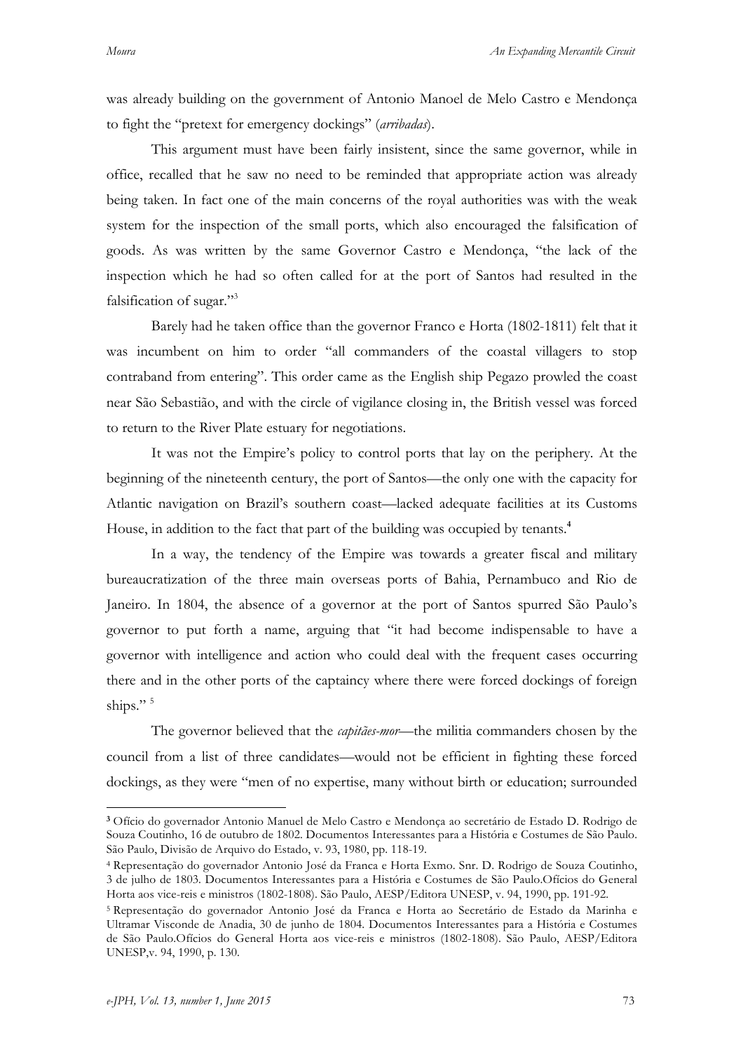was already building on the government of Antonio Manoel de Melo Castro e Mendonça to fight the "pretext for emergency dockings" (*arribadas*).

This argument must have been fairly insistent, since the same governor, while in office, recalled that he saw no need to be reminded that appropriate action was already being taken. In fact one of the main concerns of the royal authorities was with the weak system for the inspection of the small ports, which also encouraged the falsification of goods. As was written by the same Governor Castro e Mendonça, "the lack of the inspection which he had so often called for at the port of Santos had resulted in the falsification of sugar."[3]

Barely had he taken office than the governor Franco e Horta (1802-1811) felt that it was incumbent on him to order "all commanders of the coastal villagers to stop contraband from entering". This order came as the English ship Pegazo prowled the coast near São Sebastião, and with the circle of vigilance closing in, the British vessel was forced to return to the River Plate estuary for negotiations.

It was not the Empire's policy to control ports that lay on the periphery. At the beginning of the nineteenth century, the port of Santos—the only one with the capacity for Atlantic navigation on Brazil's southern coast—lacked adequate facilities at its Customs House, in addition to the fact that part of the building was occupied by tenants.[4]

In a way, the tendency of the Empire was towards a greater fiscal and military bureaucratization of the three main overseas ports of Bahia, Pernambuco and Rio de Janeiro. In 1804, the absence of a governor at the port of Santos spurred São Paulo's governor to put forth a name, arguing that "it had become indispensable to have a governor with intelligence and action who could deal with the frequent cases occurring there and in the other ports of the captaincy where there were forced dockings of foreign ships." [5]

The governor believed that the *capitães-mor*—the militia commanders chosen by the council from a list of three candidates—would not be efficient in fighting these forced dockings, as they were "men of no expertise, many without birth or education; surrounded

---

[3] Ofício do governador Antonio Manuel de Melo Castro e Mendonça ao secretário de Estado D. Rodrigo de Souza Coutinho, 16 de outubro de 1802. Documentos Interessantes para a História e Costumes de São Paulo. São Paulo, Divisão de Arquivo do Estado, v. 93, 1980, pp. 118-19.

[4] Representação do governador Antonio José da Franca e Horta Exmo. Snr. D. Rodrigo de Souza Coutinho, 3 de julho de 1803. Documentos Interessantes para a História e Costumes de São Paulo.Ofícios do General Horta aos vice-reis e ministros (1802-1808). São Paulo, AESP/Editora UNESP, v. 94, 1990, pp. 191-92.

[5] Representação do governador Antonio José da Franca e Horta ao Secretário de Estado da Marinha e Ultramar Visconde de Anadia, 30 de junho de 1804. Documentos Interessantes para a História e Costumes de São Paulo.Ofícios do General Horta aos vice-reis e ministros (1802-1808). São Paulo, AESP/Editora UNESP,v. 94, 1990, p. 130.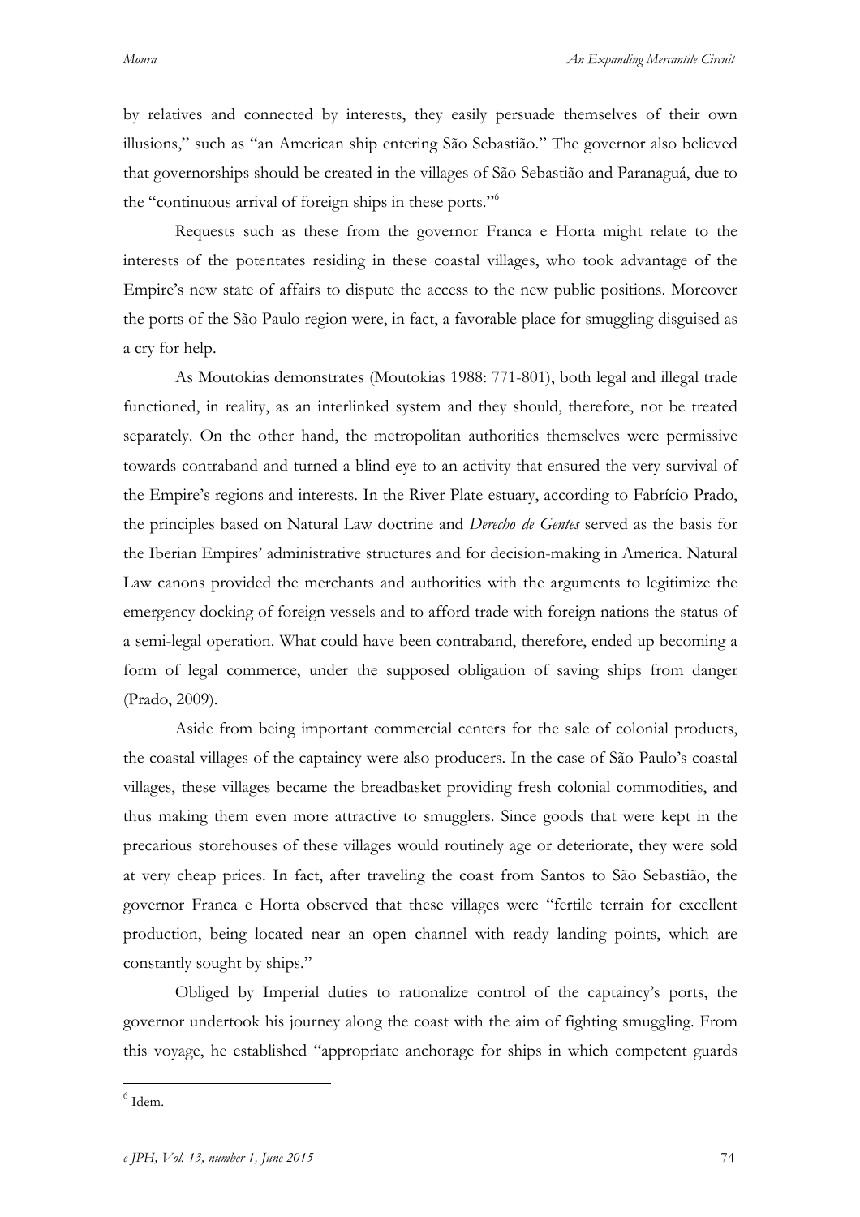by relatives and connected by interests, they easily persuade themselves of their own illusions," such as "an American ship entering São Sebastião." The governor also believed that governorships should be created in the villages of São Sebastião and Paranaguá, due to the "continuous arrival of foreign ships in these ports."[6]

Requests such as these from the governor Franca e Horta might relate to the interests of the potentates residing in these coastal villages, who took advantage of the Empire's new state of affairs to dispute the access to the new public positions. Moreover the ports of the São Paulo region were, in fact, a favorable place for smuggling disguised as a cry for help.

As Moutokias demonstrates (Moutokias 1988: 771-801), both legal and illegal trade functioned, in reality, as an interlinked system and they should, therefore, not be treated separately. On the other hand, the metropolitan authorities themselves were permissive towards contraband and turned a blind eye to an activity that ensured the very survival of the Empire's regions and interests. In the River Plate estuary, according to Fabrício Prado, the principles based on Natural Law doctrine and *Derecho de Gentes* served as the basis for the Iberian Empires' administrative structures and for decision-making in America. Natural Law canons provided the merchants and authorities with the arguments to legitimize the emergency docking of foreign vessels and to afford trade with foreign nations the status of a semi-legal operation. What could have been contraband, therefore, ended up becoming a form of legal commerce, under the supposed obligation of saving ships from danger (Prado, 2009).

Aside from being important commercial centers for the sale of colonial products, the coastal villages of the captaincy were also producers. In the case of São Paulo's coastal villages, these villages became the breadbasket providing fresh colonial commodities, and thus making them even more attractive to smugglers. Since goods that were kept in the precarious storehouses of these villages would routinely age or deteriorate, they were sold at very cheap prices. In fact, after traveling the coast from Santos to São Sebastião, the governor Franca e Horta observed that these villages were "fertile terrain for excellent production, being located near an open channel with ready landing points, which are constantly sought by ships."

Obliged by Imperial duties to rationalize control of the captaincy's ports, the governor undertook his journey along the coast with the aim of fighting smuggling. From this voyage, he established "appropriate anchorage for ships in which competent guards

[6] Idem.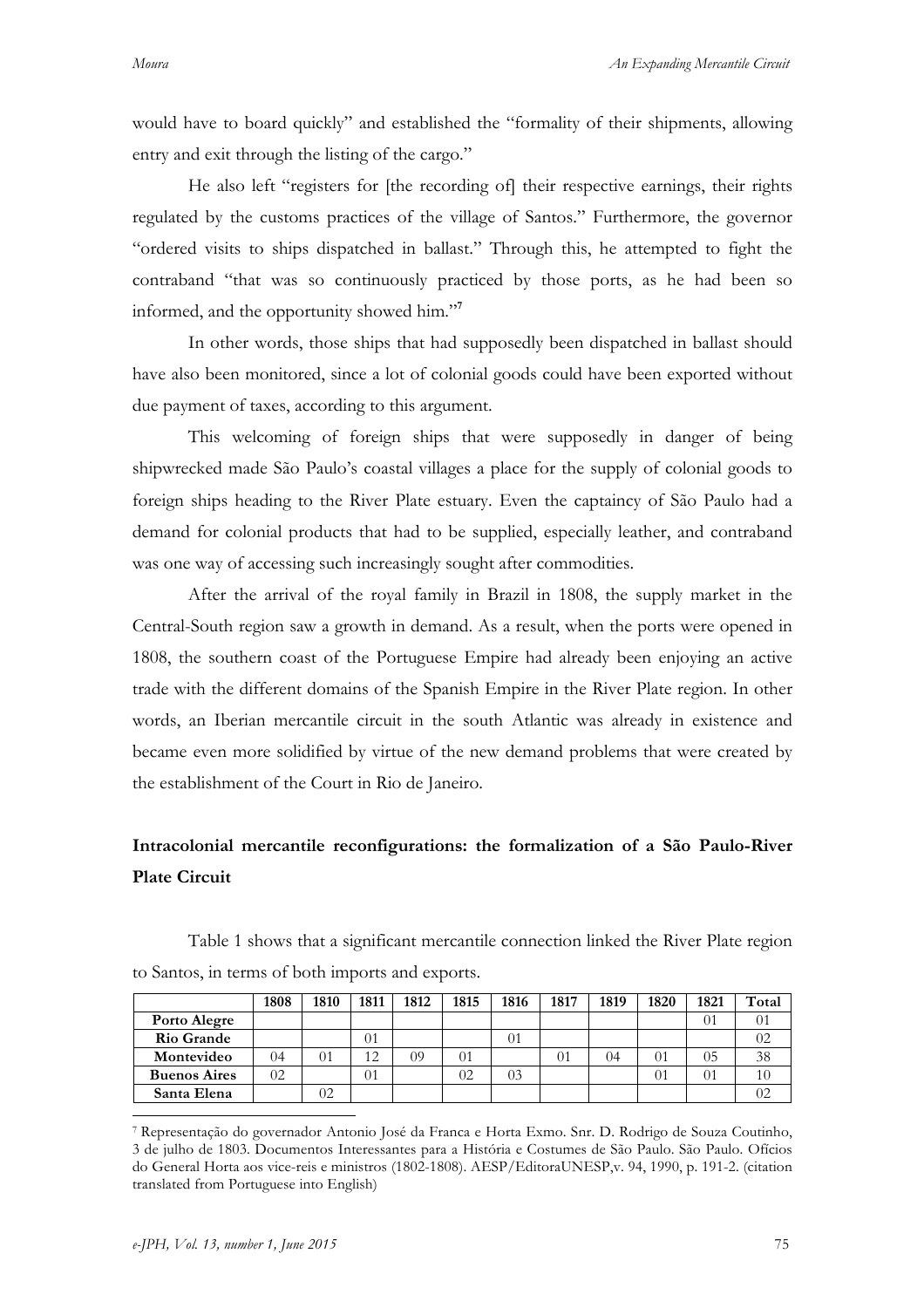would have to board quickly" and established the "formality of their shipments, allowing entry and exit through the listing of the cargo."

He also left "registers for [the recording of] their respective earnings, their rights regulated by the customs practices of the village of Santos." Furthermore, the governor "ordered visits to ships dispatched in ballast." Through this, he attempted to fight the contraband "that was so continuously practiced by those ports, as he had been so informed, and the opportunity showed him."[7]

In other words, those ships that had supposedly been dispatched in ballast should have also been monitored, since a lot of colonial goods could have been exported without due payment of taxes, according to this argument.

This welcoming of foreign ships that were supposedly in danger of being shipwrecked made São Paulo's coastal villages a place for the supply of colonial goods to foreign ships heading to the River Plate estuary. Even the captaincy of São Paulo had a demand for colonial products that had to be supplied, especially leather, and contraband was one way of accessing such increasingly sought after commodities.

After the arrival of the royal family in Brazil in 1808, the supply market in the Central-South region saw a growth in demand. As a result, when the ports were opened in 1808, the southern coast of the Portuguese Empire had already been enjoying an active trade with the different domains of the Spanish Empire in the River Plate region. In other words, an Iberian mercantile circuit in the south Atlantic was already in existence and became even more solidified by virtue of the new demand problems that were created by the establishment of the Court in Rio de Janeiro.

## Intracolonial mercantile reconfigurations: the formalization of a São Paulo-River Plate Circuit

Table 1 shows that a significant mercantile connection linked the River Plate region to Santos, in terms of both imports and exports.

| | 1808 | 1810 | 1811 | 1812 | 1815 | 1816 | 1817 | 1819 | 1820 | 1821 | Total |
|---|---|---|---|---|---|---|---|---|---|---|---|
| **Porto Alegre** | | | | | | | | | | 01 | 01 |
| **Rio Grande** | | | 01 | | | 01 | | | | | 02 |
| **Montevideo** | 04 | 01 | 12 | 09 | 01 | | 01 | 04 | 01 | 05 | 38 |
| **Buenos Aires** | 02 | | 01 | | 02 | 03 | | | 01 | 01 | 10 |
| **Santa Elena** | | 02 | | | | | | | | | 02 |

[7] Representação do governador Antonio José da Franca e Horta Exmo. Snr. D. Rodrigo de Souza Coutinho, 3 de julho de 1803. Documentos Interessantes para a História e Costumes de São Paulo. São Paulo. Ofícios do General Horta aos vice-reis e ministros (1802-1808). AESP/EditoraUNESP,v. 94, 1990, p. 191-2. (citation translated from Portuguese into English)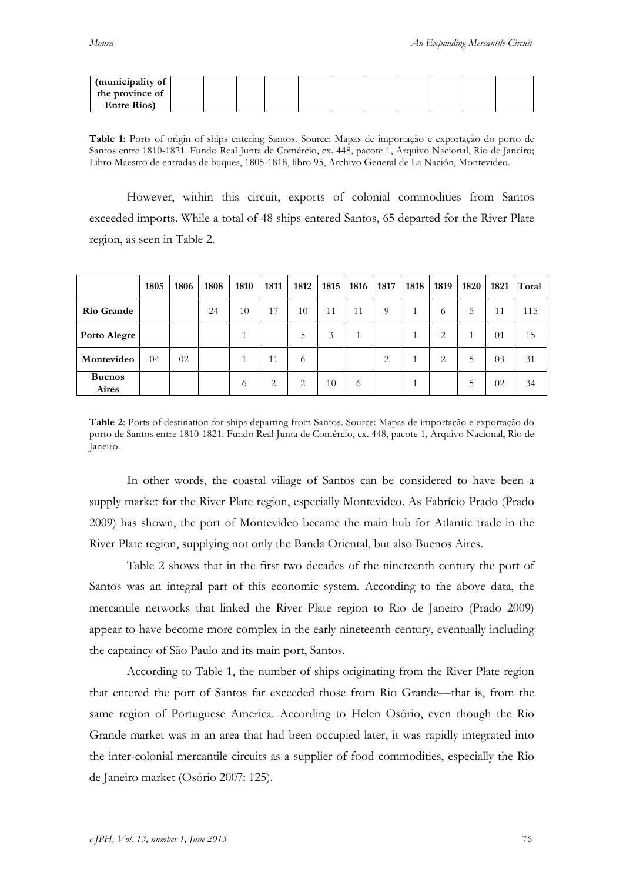| (municipality of the province of Entre Ríos) | | | | | | | | | | | |
|---|---|---|---|---|---|---|---|---|---|---|---|

**Table 1:** Ports of origin of ships entering Santos. Source: Mapas de importação e exportação do porto de Santos entre 1810-1821. Fundo Real Junta de Comércio, cx. 448, pacote 1, Arquivo Nacional, Rio de Janeiro; Libro Maestro de entradas de buques, 1805-1818, libro 95, Archivo General de La Nación, Montevideo.

However, within this circuit, exports of colonial commodities from Santos exceeded imports. While a total of 48 ships entered Santos, 65 departed for the River Plate region, as seen in Table 2.

| | 1805 | 1806 | 1808 | 1810 | 1811 | 1812 | 1815 | 1816 | 1817 | 1818 | 1819 | 1820 | 1821 | Total |
|---|---|---|---|---|---|---|---|---|---|---|---|---|---|---|
| **Rio Grande** | | | 24 | 10 | 17 | 10 | 11 | 11 | 9 | 1 | 6 | 5 | 11 | 115 |
| **Porto Alegre** | | | | 1 | | 5 | 3 | 1 | | 1 | 2 | 1 | 01 | 15 |
| **Montevideo** | 04 | 02 | | 1 | 11 | 6 | | | 2 | 1 | 2 | 5 | 03 | 31 |
| **Buenos Aires** | | | | 6 | 2 | 2 | 10 | 6 | | 1 | | 5 | 02 | 34 |

**Table 2**: Ports of destination for ships departing from Santos. Source: Mapas de importação e exportação do porto de Santos entre 1810-1821. Fundo Real Junta de Comércio, cx. 448, pacote 1, Arquivo Nacional, Rio de Janeiro.

In other words, the coastal village of Santos can be considered to have been a supply market for the River Plate region, especially Montevideo. As Fabrício Prado (Prado 2009) has shown, the port of Montevideo became the main hub for Atlantic trade in the River Plate region, supplying not only the Banda Oriental, but also Buenos Aires.

Table 2 shows that in the first two decades of the nineteenth century the port of Santos was an integral part of this economic system. According to the above data, the mercantile networks that linked the River Plate region to Rio de Janeiro (Prado 2009) appear to have become more complex in the early nineteenth century, eventually including the captaincy of São Paulo and its main port, Santos.

According to Table 1, the number of ships originating from the River Plate region that entered the port of Santos far exceeded those from Rio Grande—that is, from the same region of Portuguese America. According to Helen Osório, even though the Rio Grande market was in an area that had been occupied later, it was rapidly integrated into the inter-colonial mercantile circuits as a supplier of food commodities, especially the Rio de Janeiro market (Osório 2007: 125).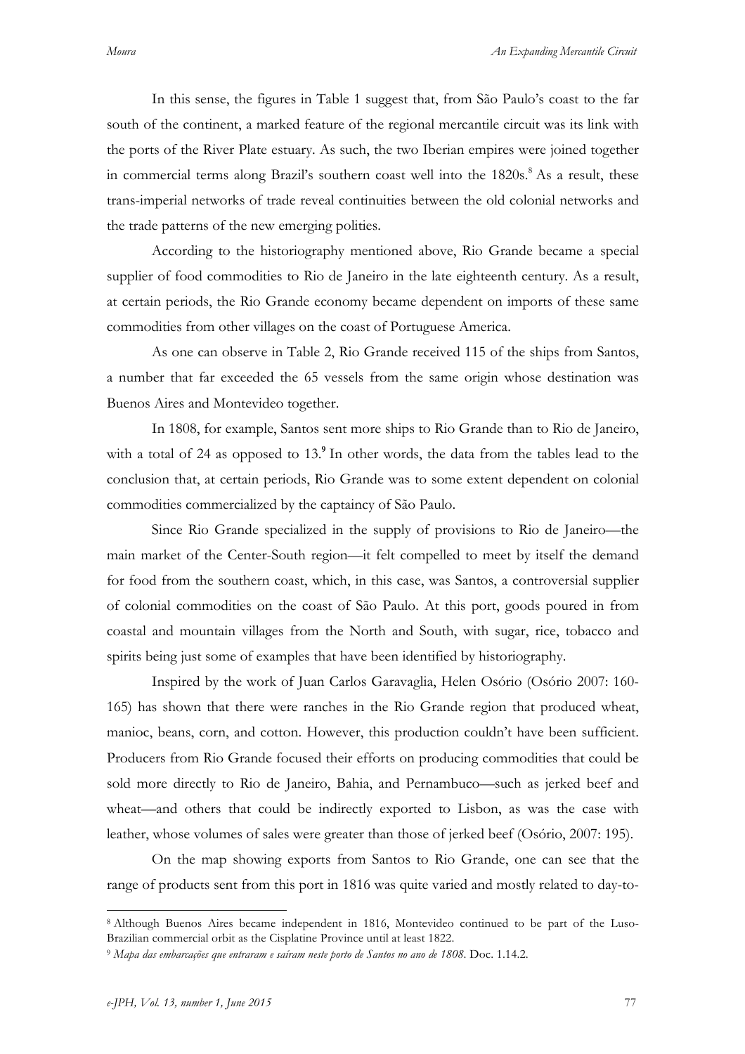In this sense, the figures in Table 1 suggest that, from São Paulo's coast to the far south of the continent, a marked feature of the regional mercantile circuit was its link with the ports of the River Plate estuary. As such, the two Iberian empires were joined together in commercial terms along Brazil's southern coast well into the 1820s.[8] As a result, these trans-imperial networks of trade reveal continuities between the old colonial networks and the trade patterns of the new emerging polities.

According to the historiography mentioned above, Rio Grande became a special supplier of food commodities to Rio de Janeiro in the late eighteenth century. As a result, at certain periods, the Rio Grande economy became dependent on imports of these same commodities from other villages on the coast of Portuguese America.

As one can observe in Table 2, Rio Grande received 115 of the ships from Santos, a number that far exceeded the 65 vessels from the same origin whose destination was Buenos Aires and Montevideo together.

In 1808, for example, Santos sent more ships to Rio Grande than to Rio de Janeiro, with a total of 24 as opposed to 13.[9] In other words, the data from the tables lead to the conclusion that, at certain periods, Rio Grande was to some extent dependent on colonial commodities commercialized by the captaincy of São Paulo.

Since Rio Grande specialized in the supply of provisions to Rio de Janeiro—the main market of the Center-South region—it felt compelled to meet by itself the demand for food from the southern coast, which, in this case, was Santos, a controversial supplier of colonial commodities on the coast of São Paulo. At this port, goods poured in from coastal and mountain villages from the North and South, with sugar, rice, tobacco and spirits being just some of examples that have been identified by historiography.

Inspired by the work of Juan Carlos Garavaglia, Helen Osório (Osório 2007: 160-165) has shown that there were ranches in the Rio Grande region that produced wheat, manioc, beans, corn, and cotton. However, this production couldn't have been sufficient. Producers from Rio Grande focused their efforts on producing commodities that could be sold more directly to Rio de Janeiro, Bahia, and Pernambuco—such as jerked beef and wheat—and others that could be indirectly exported to Lisbon, as was the case with leather, whose volumes of sales were greater than those of jerked beef (Osório, 2007: 195).

On the map showing exports from Santos to Rio Grande, one can see that the range of products sent from this port in 1816 was quite varied and mostly related to day-to-

---

[8] Although Buenos Aires became independent in 1816, Montevideo continued to be part of the Luso-Brazilian commercial orbit as the Cisplatine Province until at least 1822.

[9] *Mapa das embarcações que entraram e saíram neste porto de Santos no ano de 1808*. Doc. 1.14.2.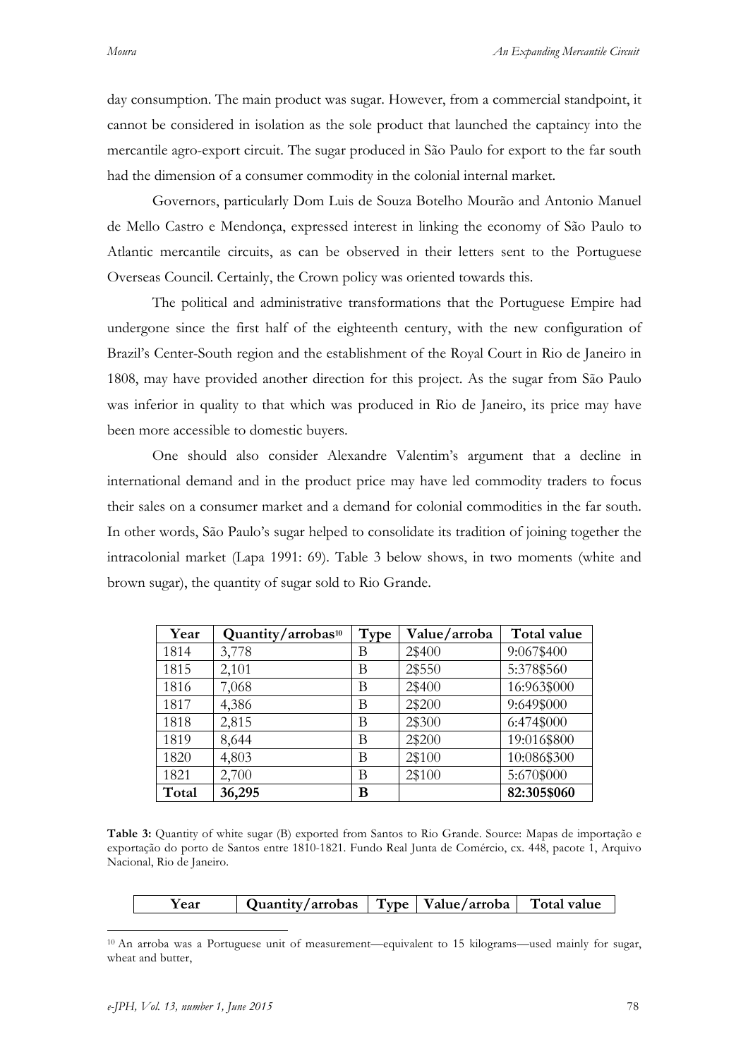day consumption. The main product was sugar. However, from a commercial standpoint, it cannot be considered in isolation as the sole product that launched the captaincy into the mercantile agro-export circuit. The sugar produced in São Paulo for export to the far south had the dimension of a consumer commodity in the colonial internal market.

Governors, particularly Dom Luis de Souza Botelho Mourão and Antonio Manuel de Mello Castro e Mendonça, expressed interest in linking the economy of São Paulo to Atlantic mercantile circuits, as can be observed in their letters sent to the Portuguese Overseas Council. Certainly, the Crown policy was oriented towards this.

The political and administrative transformations that the Portuguese Empire had undergone since the first half of the eighteenth century, with the new configuration of Brazil's Center-South region and the establishment of the Royal Court in Rio de Janeiro in 1808, may have provided another direction for this project. As the sugar from São Paulo was inferior in quality to that which was produced in Rio de Janeiro, its price may have been more accessible to domestic buyers.

One should also consider Alexandre Valentim's argument that a decline in international demand and in the product price may have led commodity traders to focus their sales on a consumer market and a demand for colonial commodities in the far south. In other words, São Paulo's sugar helped to consolidate its tradition of joining together the intracolonial market (Lapa 1991: 69). Table 3 below shows, in two moments (white and brown sugar), the quantity of sugar sold to Rio Grande.

| Year | Quantity/arrobas[10] | Type | Value/arroba | Total value |
|---|---|---|---|---|
| 1814 | 3,778 | B | 2$400 | 9:067$400 |
| 1815 | 2,101 | B | 2$550 | 5:378$560 |
| 1816 | 7,068 | B | 2$400 | 16:963$000 |
| 1817 | 4,386 | B | 2$200 | 9:649$000 |
| 1818 | 2,815 | B | 2$300 | 6:474$000 |
| 1819 | 8,644 | B | 2$200 | 19:016$800 |
| 1820 | 4,803 | B | 2$100 | 10:086$300 |
| 1821 | 2,700 | B | 2$100 | 5:670$000 |
| **Total** | **36,295** | **B** | | **82:305$060** |

**Table 3:** Quantity of white sugar (B) exported from Santos to Rio Grande. Source: Mapas de importação e exportação do porto de Santos entre 1810-1821. Fundo Real Junta de Comércio, cx. 448, pacote 1, Arquivo Nacional, Rio de Janeiro.

| Year | Quantity/arrobas | Type | Value/arroba | Total value |
|---|---|---|---|---|

[10] An arroba was a Portuguese unit of measurement—equivalent to 15 kilograms—used mainly for sugar, wheat and butter,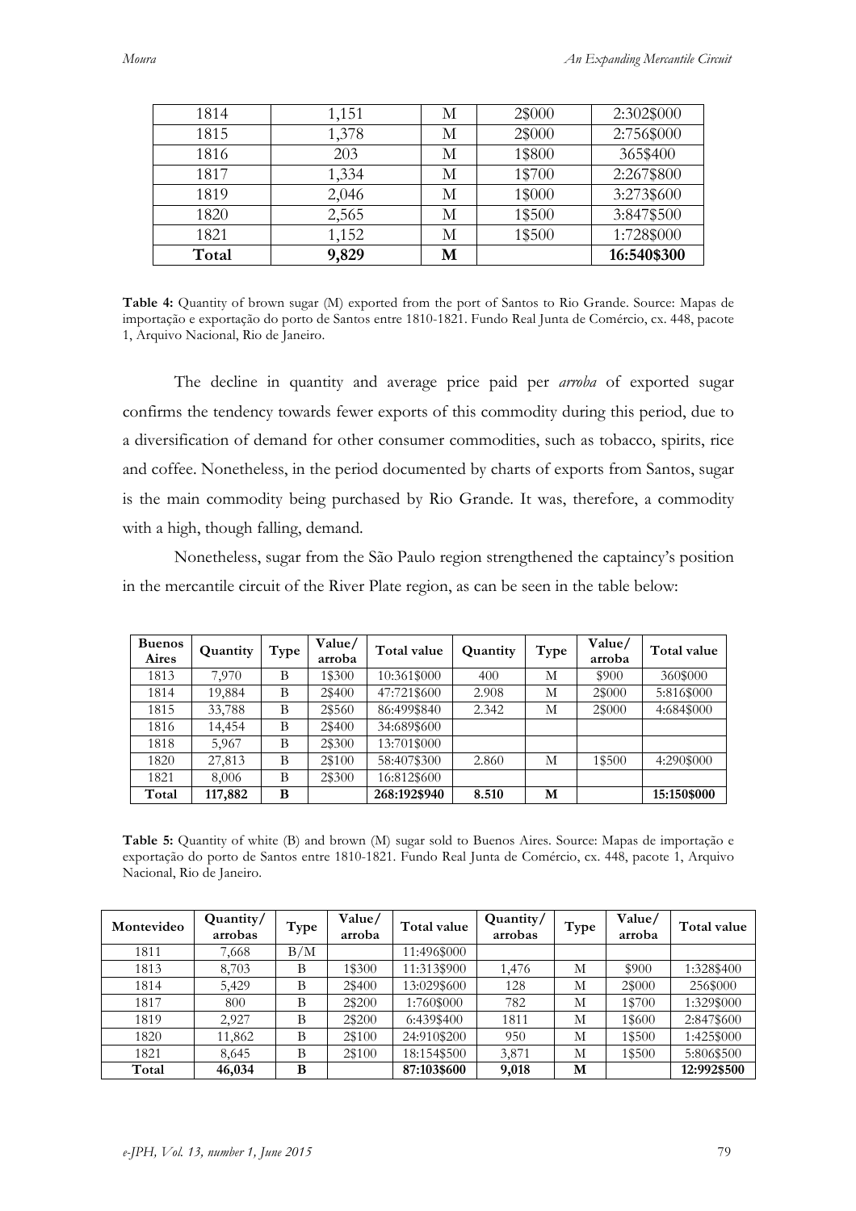| 1814 | 1,151 | M | 2$000 | 2:302$000 |
|---|---|---|---|---|
| 1815 | 1,378 | M | 2$000 | 2:756$000 |
| 1816 | 203 | M | 1$800 | 365$400 |
| 1817 | 1,334 | M | 1$700 | 2:267$800 |
| 1819 | 2,046 | M | 1$000 | 3:273$600 |
| 1820 | 2,565 | M | 1$500 | 3:847$500 |
| 1821 | 1,152 | M | 1$500 | 1:728$000 |
| **Total** | **9,829** | **M** | | **16:540$300** |

**Table 4:** Quantity of brown sugar (M) exported from the port of Santos to Rio Grande. Source: Mapas de importação e exportação do porto de Santos entre 1810-1821. Fundo Real Junta de Comércio, cx. 448, pacote 1, Arquivo Nacional, Rio de Janeiro.

The decline in quantity and average price paid per *arroba* of exported sugar confirms the tendency towards fewer exports of this commodity during this period, due to a diversification of demand for other consumer commodities, such as tobacco, spirits, rice and coffee. Nonetheless, in the period documented by charts of exports from Santos, sugar is the main commodity being purchased by Rio Grande. It was, therefore, a commodity with a high, though falling, demand.

Nonetheless, sugar from the São Paulo region strengthened the captaincy's position in the mercantile circuit of the River Plate region, as can be seen in the table below:

| Buenos Aires | Quantity | Type | Value/ arroba | Total value | Quantity | Type | Value/ arroba | Total value |
|---|---|---|---|---|---|---|---|---|
| 1813 | 7,970 | B | 1$300 | 10:361$000 | 400 | M | $900 | 360$000 |
| 1814 | 19,884 | B | 2$400 | 47:721$600 | 2.908 | M | 2$000 | 5:816$000 |
| 1815 | 33,788 | B | 2$560 | 86:499$840 | 2.342 | M | 2$000 | 4:684$000 |
| 1816 | 14,454 | B | 2$400 | 34:689$600 | | | | |
| 1818 | 5,967 | B | 2$300 | 13:701$000 | | | | |
| 1820 | 27,813 | B | 2$100 | 58:407$300 | 2.860 | M | 1$500 | 4:290$000 |
| 1821 | 8,006 | B | 2$300 | 16:812$600 | | | | |
| **Total** | **117,882** | **B** | | **268:192$940** | **8.510** | **M** | | **15:150$000** |

**Table 5:** Quantity of white (B) and brown (M) sugar sold to Buenos Aires. Source: Mapas de importação e exportação do porto de Santos entre 1810-1821. Fundo Real Junta de Comércio, cx. 448, pacote 1, Arquivo Nacional, Rio de Janeiro.

| Montevideo | Quantity/ arrobas | Type | Value/ arroba | Total value | Quantity/ arrobas | Type | Value/ arroba | Total value |
|---|---|---|---|---|---|---|---|---|
| 1811 | 7,668 | B/M | | 11:496$000 | | | | |
| 1813 | 8,703 | B | 1$300 | 11:313$900 | 1,476 | M | $900 | 1:328$400 |
| 1814 | 5,429 | B | 2$400 | 13:029$600 | 128 | M | 2$000 | 256$000 |
| 1817 | 800 | B | 2$200 | 1:760$000 | 782 | M | 1$700 | 1:329$000 |
| 1819 | 2,927 | B | 2$200 | 6:439$400 | 1811 | M | 1$600 | 2:847$600 |
| 1820 | 11,862 | B | 2$100 | 24:910$200 | 950 | M | 1$500 | 1:425$000 |
| 1821 | 8,645 | B | 2$100 | 18:154$500 | 3,871 | M | 1$500 | 5:806$500 |
| **Total** | **46,034** | **B** | | **87:103$600** | **9,018** | **M** | | **12:992$500** |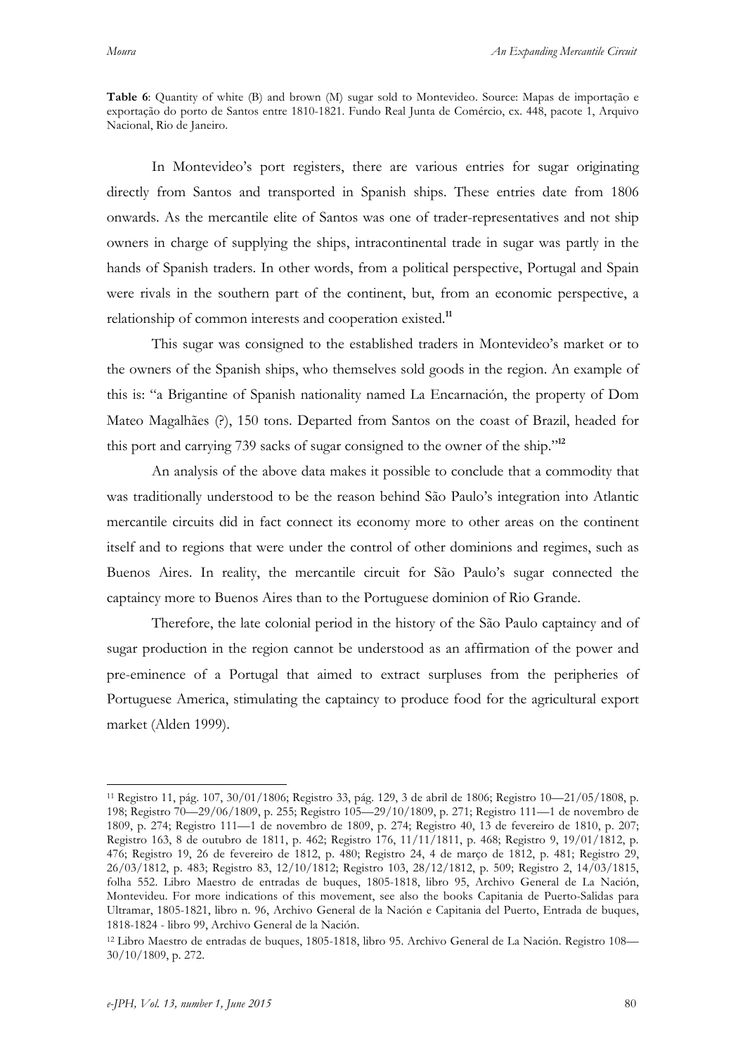**Table 6**: Quantity of white (B) and brown (M) sugar sold to Montevideo. Source: Mapas de importação e exportação do porto de Santos entre 1810-1821. Fundo Real Junta de Comércio, cx. 448, pacote 1, Arquivo Nacional, Rio de Janeiro.

In Montevideo's port registers, there are various entries for sugar originating directly from Santos and transported in Spanish ships. These entries date from 1806 onwards. As the mercantile elite of Santos was one of trader-representatives and not ship owners in charge of supplying the ships, intracontinental trade in sugar was partly in the hands of Spanish traders. In other words, from a political perspective, Portugal and Spain were rivals in the southern part of the continent, but, from an economic perspective, a relationship of common interests and cooperation existed.[11]

This sugar was consigned to the established traders in Montevideo's market or to the owners of the Spanish ships, who themselves sold goods in the region. An example of this is: "a Brigantine of Spanish nationality named La Encarnación, the property of Dom Mateo Magalhães (?), 150 tons. Departed from Santos on the coast of Brazil, headed for this port and carrying 739 sacks of sugar consigned to the owner of the ship."[12]

An analysis of the above data makes it possible to conclude that a commodity that was traditionally understood to be the reason behind São Paulo's integration into Atlantic mercantile circuits did in fact connect its economy more to other areas on the continent itself and to regions that were under the control of other dominions and regimes, such as Buenos Aires. In reality, the mercantile circuit for São Paulo's sugar connected the captaincy more to Buenos Aires than to the Portuguese dominion of Rio Grande.

Therefore, the late colonial period in the history of the São Paulo captaincy and of sugar production in the region cannot be understood as an affirmation of the power and pre-eminence of a Portugal that aimed to extract surpluses from the peripheries of Portuguese America, stimulating the captaincy to produce food for the agricultural export market (Alden 1999).

---

[11] Registro 11, pág. 107, 30/01/1806; Registro 33, pág. 129, 3 de abril de 1806; Registro 10—21/05/1808, p. 198; Registro 70—29/06/1809, p. 255; Registro 105—29/10/1809, p. 271; Registro 111—1 de novembro de 1809, p. 274; Registro 111—1 de novembro de 1809, p. 274; Registro 40, 13 de fevereiro de 1810, p. 207; Registro 163, 8 de outubro de 1811, p. 462; Registro 176, 11/11/1811, p. 468; Registro 9, 19/01/1812, p. 476; Registro 19, 26 de fevereiro de 1812, p. 480; Registro 24, 4 de março de 1812, p. 481; Registro 29, 26/03/1812, p. 483; Registro 83, 12/10/1812; Registro 103, 28/12/1812, p. 509; Registro 2, 14/03/1815, folha 552. Libro Maestro de entradas de buques, 1805-1818, libro 95, Archivo General de La Nación, Montevideu. For more indications of this movement, see also the books Capitania de Puerto-Salidas para Ultramar, 1805-1821, libro n. 96, Archivo General de la Nación e Capitania del Puerto, Entrada de buques, 1818-1824 - libro 99, Archivo General de la Nación.

[12] Libro Maestro de entradas de buques, 1805-1818, libro 95. Archivo General de La Nación. Registro 108—30/10/1809, p. 272.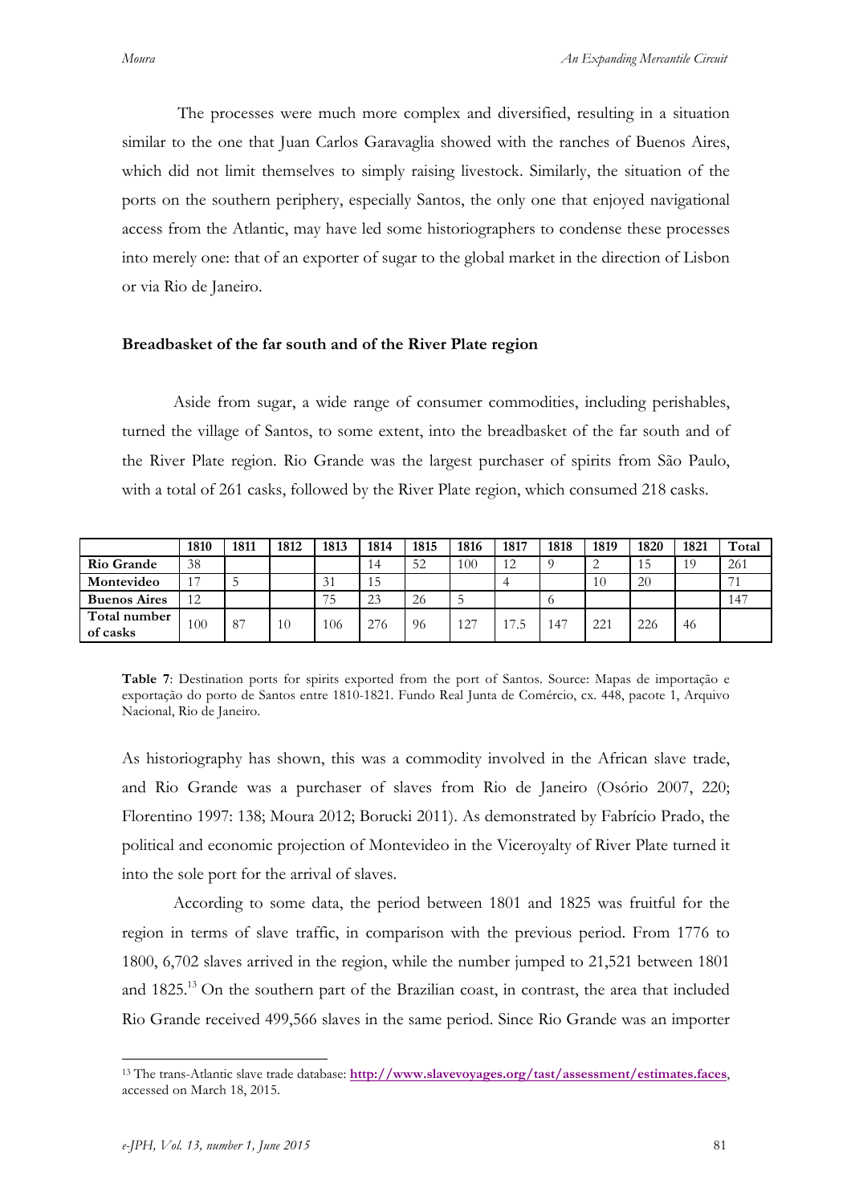The processes were much more complex and diversified, resulting in a situation similar to the one that Juan Carlos Garavaglia showed with the ranches of Buenos Aires, which did not limit themselves to simply raising livestock. Similarly, the situation of the ports on the southern periphery, especially Santos, the only one that enjoyed navigational access from the Atlantic, may have led some historiographers to condense these processes into merely one: that of an exporter of sugar to the global market in the direction of Lisbon or via Rio de Janeiro.

### Breadbasket of the far south and of the River Plate region

Aside from sugar, a wide range of consumer commodities, including perishables, turned the village of Santos, to some extent, into the breadbasket of the far south and of the River Plate region. Rio Grande was the largest purchaser of spirits from São Paulo, with a total of 261 casks, followed by the River Plate region, which consumed 218 casks.

| | 1810 | 1811 | 1812 | 1813 | 1814 | 1815 | 1816 | 1817 | 1818 | 1819 | 1820 | 1821 | Total |
|---|---|---|---|---|---|---|---|---|---|---|---|---|---|
| **Rio Grande** | 38 | | | | 14 | 52 | 100 | 12 | 9 | 2 | 15 | 19 | 261 |
| **Montevideo** | 17 | 5 | | 31 | 15 | | | 4 | | 10 | 20 | | 71 |
| **Buenos Aires** | 12 | | | 75 | 23 | 26 | 5 | | 6 | | | | 147 |
| **Total number of casks** | 100 | 87 | 10 | 106 | 276 | 96 | 127 | 17.5 | 147 | 221 | 226 | 46 | |

**Table 7**: Destination ports for spirits exported from the port of Santos. Source: Mapas de importação e exportação do porto de Santos entre 1810-1821. Fundo Real Junta de Comércio, cx. 448, pacote 1, Arquivo Nacional, Rio de Janeiro.

As historiography has shown, this was a commodity involved in the African slave trade, and Rio Grande was a purchaser of slaves from Rio de Janeiro (Osório 2007, 220; Florentino 1997: 138; Moura 2012; Borucki 2011). As demonstrated by Fabrício Prado, the political and economic projection of Montevideo in the Viceroyalty of River Plate turned it into the sole port for the arrival of slaves.

According to some data, the period between 1801 and 1825 was fruitful for the region in terms of slave traffic, in comparison with the previous period. From 1776 to 1800, 6,702 slaves arrived in the region, while the number jumped to 21,521 between 1801 and 1825.[13] On the southern part of the Brazilian coast, in contrast, the area that included Rio Grande received 499,566 slaves in the same period. Since Rio Grande was an importer

[13] The trans-Atlantic slave trade database: **http://www.slavevoyages.org/tast/assessment/estimates.faces**, accessed on March 18, 2015.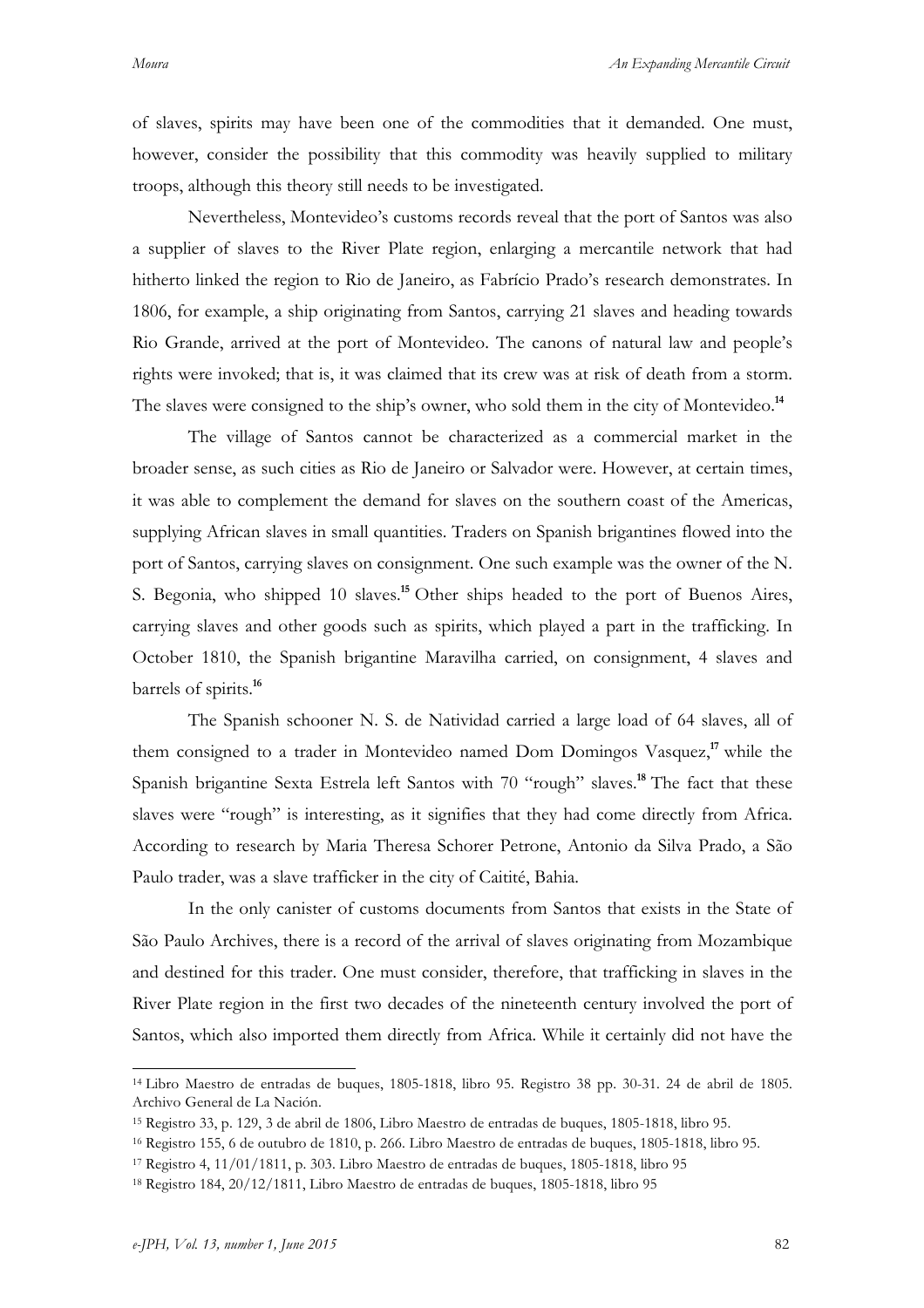of slaves, spirits may have been one of the commodities that it demanded. One must, however, consider the possibility that this commodity was heavily supplied to military troops, although this theory still needs to be investigated.

Nevertheless, Montevideo's customs records reveal that the port of Santos was also a supplier of slaves to the River Plate region, enlarging a mercantile network that had hitherto linked the region to Rio de Janeiro, as Fabrício Prado's research demonstrates. In 1806, for example, a ship originating from Santos, carrying 21 slaves and heading towards Rio Grande, arrived at the port of Montevideo. The canons of natural law and people's rights were invoked; that is, it was claimed that its crew was at risk of death from a storm. The slaves were consigned to the ship's owner, who sold them in the city of Montevideo.[14]

The village of Santos cannot be characterized as a commercial market in the broader sense, as such cities as Rio de Janeiro or Salvador were. However, at certain times, it was able to complement the demand for slaves on the southern coast of the Americas, supplying African slaves in small quantities. Traders on Spanish brigantines flowed into the port of Santos, carrying slaves on consignment. One such example was the owner of the N. S. Begonia, who shipped 10 slaves.[15] Other ships headed to the port of Buenos Aires, carrying slaves and other goods such as spirits, which played a part in the trafficking. In October 1810, the Spanish brigantine Maravilha carried, on consignment, 4 slaves and barrels of spirits.[16]

The Spanish schooner N. S. de Natividad carried a large load of 64 slaves, all of them consigned to a trader in Montevideo named Dom Domingos Vasquez,[17] while the Spanish brigantine Sexta Estrela left Santos with 70 "rough" slaves.[18] The fact that these slaves were "rough" is interesting, as it signifies that they had come directly from Africa. According to research by Maria Theresa Schorer Petrone, Antonio da Silva Prado, a São Paulo trader, was a slave trafficker in the city of Caitité, Bahia.

In the only canister of customs documents from Santos that exists in the State of São Paulo Archives, there is a record of the arrival of slaves originating from Mozambique and destined for this trader. One must consider, therefore, that trafficking in slaves in the River Plate region in the first two decades of the nineteenth century involved the port of Santos, which also imported them directly from Africa. While it certainly did not have the

---

[14] Libro Maestro de entradas de buques, 1805-1818, libro 95. Registro 38 pp. 30-31. 24 de abril de 1805. Archivo General de La Nación.

[15] Registro 33, p. 129, 3 de abril de 1806, Libro Maestro de entradas de buques, 1805-1818, libro 95.

[16] Registro 155, 6 de outubro de 1810, p. 266. Libro Maestro de entradas de buques, 1805-1818, libro 95.

[17] Registro 4, 11/01/1811, p. 303. Libro Maestro de entradas de buques, 1805-1818, libro 95

[18] Registro 184, 20/12/1811, Libro Maestro de entradas de buques, 1805-1818, libro 95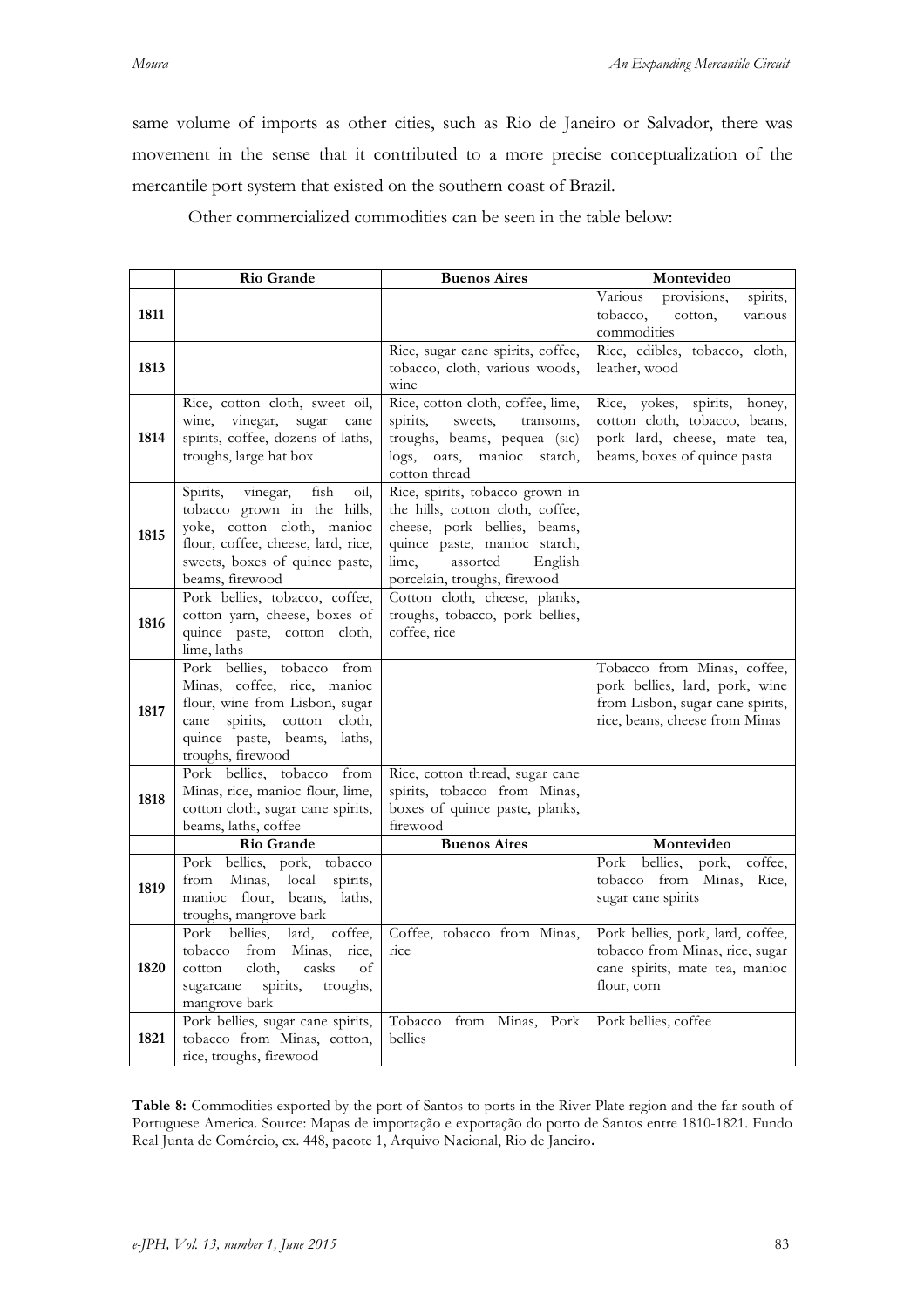same volume of imports as other cities, such as Rio de Janeiro or Salvador, there was movement in the sense that it contributed to a more precise conceptualization of the mercantile port system that existed on the southern coast of Brazil.

Other commercialized commodities can be seen in the table below:

| | Rio Grande | Buenos Aires | Montevideo |
|---|---|---|---|
| **1811** | | | Various provisions, spirits, tobacco, cotton, various commodities |
| **1813** | | Rice, sugar cane spirits, coffee, tobacco, cloth, various woods, wine | Rice, edibles, tobacco, cloth, leather, wood |
| **1814** | Rice, cotton cloth, sweet oil, wine, vinegar, sugar cane spirits, coffee, dozens of laths, troughs, large hat box | Rice, cotton cloth, coffee, lime, spirits, sweets, transoms, troughs, beams, pequea (sic) logs, oars, manioc starch, cotton thread | Rice, yokes, spirits, honey, cotton cloth, tobacco, beans, pork lard, cheese, mate tea, beams, boxes of quince pasta |
| **1815** | Spirits, vinegar, fish oil, tobacco grown in the hills, yoke, cotton cloth, manioc flour, coffee, cheese, lard, rice, sweets, boxes of quince paste, beams, firewood | Rice, spirits, tobacco grown in the hills, cotton cloth, coffee, cheese, pork bellies, beams, quince paste, manioc starch, lime, assorted English porcelain, troughs, firewood | |
| **1816** | Pork bellies, tobacco, coffee, cotton yarn, cheese, boxes of quince paste, cotton cloth, lime, laths | Cotton cloth, cheese, planks, troughs, tobacco, pork bellies, coffee, rice | |
| **1817** | Pork bellies, tobacco from Minas, coffee, rice, manioc flour, wine from Lisbon, sugar cane spirits, cotton cloth, quince paste, beams, laths, troughs, firewood | | Tobacco from Minas, coffee, pork bellies, lard, pork, wine from Lisbon, sugar cane spirits, rice, beans, cheese from Minas |
| **1818** | Pork bellies, tobacco from Minas, rice, manioc flour, lime, cotton cloth, sugar cane spirits, beams, laths, coffee | Rice, cotton thread, sugar cane spirits, tobacco from Minas, boxes of quince paste, planks, firewood | |
| | **Rio Grande** | **Buenos Aires** | **Montevideo** |
| **1819** | Pork bellies, pork, tobacco from Minas, local spirits, manioc flour, beans, laths, troughs, mangrove bark | | Pork bellies, pork, coffee, tobacco from Minas, Rice, sugar cane spirits |
| **1820** | Pork bellies, lard, coffee, tobacco from Minas, rice, cotton cloth, casks of sugarcane spirits, troughs, mangrove bark | Coffee, tobacco from Minas, rice | Pork bellies, pork, lard, coffee, tobacco from Minas, rice, sugar cane spirits, mate tea, manioc flour, corn |
| **1821** | Pork bellies, sugar cane spirits, tobacco from Minas, cotton, rice, troughs, firewood | Tobacco from Minas, Pork bellies | Pork bellies, coffee |

**Table 8:** Commodities exported by the port of Santos to ports in the River Plate region and the far south of Portuguese America. Source: Mapas de importação e exportação do porto de Santos entre 1810-1821. Fundo Real Junta de Comércio, cx. 448, pacote 1, Arquivo Nacional, Rio de Janeiro**.**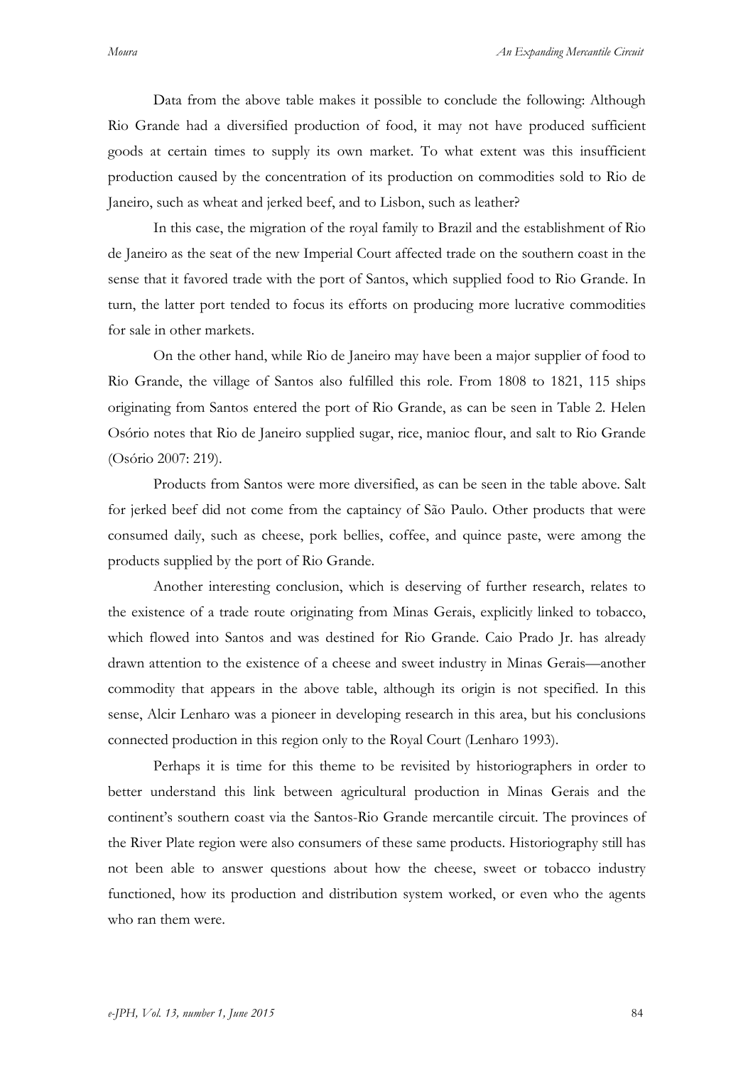Data from the above table makes it possible to conclude the following: Although Rio Grande had a diversified production of food, it may not have produced sufficient goods at certain times to supply its own market. To what extent was this insufficient production caused by the concentration of its production on commodities sold to Rio de Janeiro, such as wheat and jerked beef, and to Lisbon, such as leather?

In this case, the migration of the royal family to Brazil and the establishment of Rio de Janeiro as the seat of the new Imperial Court affected trade on the southern coast in the sense that it favored trade with the port of Santos, which supplied food to Rio Grande. In turn, the latter port tended to focus its efforts on producing more lucrative commodities for sale in other markets.

On the other hand, while Rio de Janeiro may have been a major supplier of food to Rio Grande, the village of Santos also fulfilled this role. From 1808 to 1821, 115 ships originating from Santos entered the port of Rio Grande, as can be seen in Table 2. Helen Osório notes that Rio de Janeiro supplied sugar, rice, manioc flour, and salt to Rio Grande (Osório 2007: 219).

Products from Santos were more diversified, as can be seen in the table above. Salt for jerked beef did not come from the captaincy of São Paulo. Other products that were consumed daily, such as cheese, pork bellies, coffee, and quince paste, were among the products supplied by the port of Rio Grande.

Another interesting conclusion, which is deserving of further research, relates to the existence of a trade route originating from Minas Gerais, explicitly linked to tobacco, which flowed into Santos and was destined for Rio Grande. Caio Prado Jr. has already drawn attention to the existence of a cheese and sweet industry in Minas Gerais—another commodity that appears in the above table, although its origin is not specified. In this sense, Alcir Lenharo was a pioneer in developing research in this area, but his conclusions connected production in this region only to the Royal Court (Lenharo 1993).

Perhaps it is time for this theme to be revisited by historiographers in order to better understand this link between agricultural production in Minas Gerais and the continent's southern coast via the Santos-Rio Grande mercantile circuit. The provinces of the River Plate region were also consumers of these same products. Historiography still has not been able to answer questions about how the cheese, sweet or tobacco industry functioned, how its production and distribution system worked, or even who the agents who ran them were.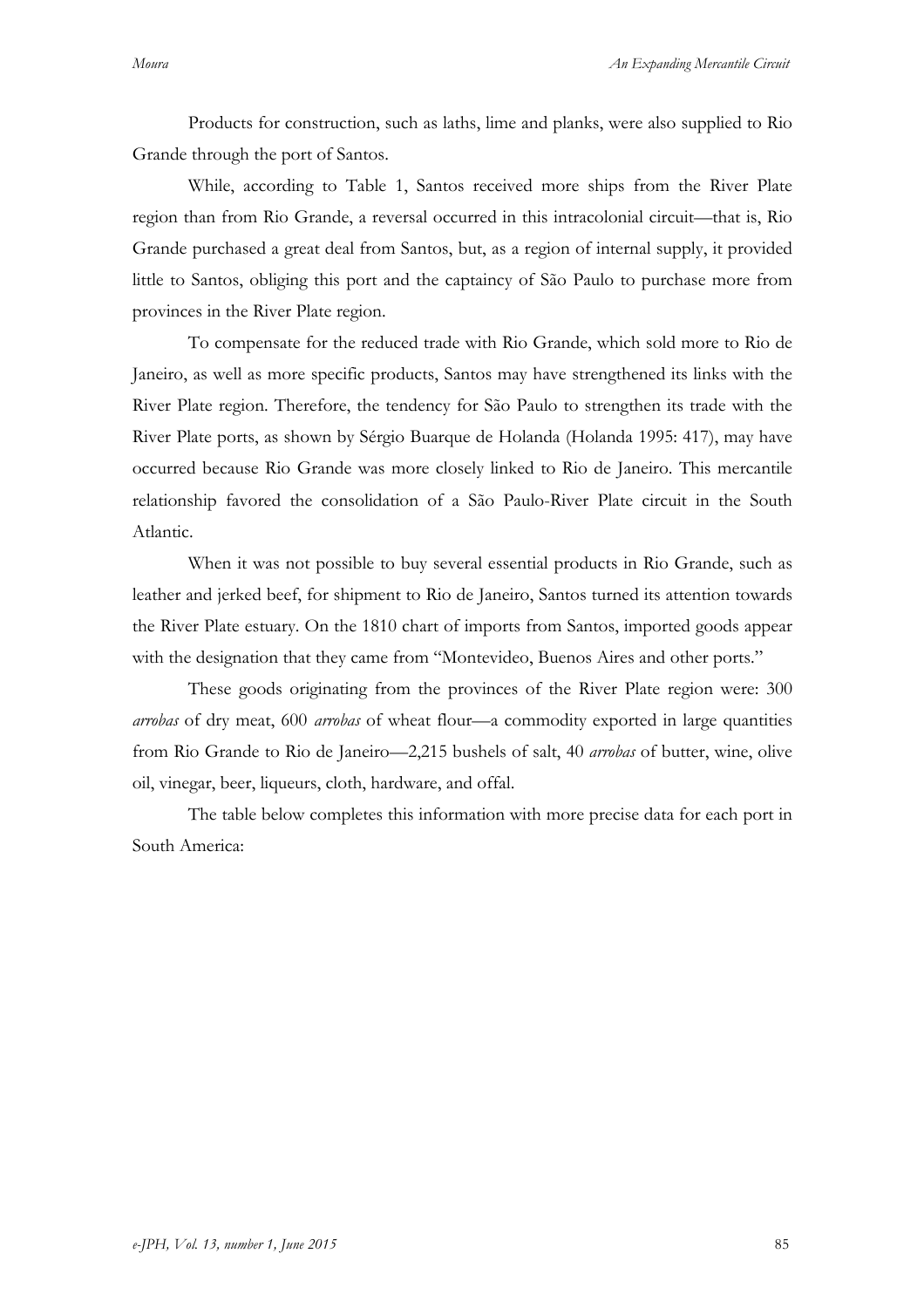Products for construction, such as laths, lime and planks, were also supplied to Rio Grande through the port of Santos.

While, according to Table 1, Santos received more ships from the River Plate region than from Rio Grande, a reversal occurred in this intracolonial circuit—that is, Rio Grande purchased a great deal from Santos, but, as a region of internal supply, it provided little to Santos, obliging this port and the captaincy of São Paulo to purchase more from provinces in the River Plate region.

To compensate for the reduced trade with Rio Grande, which sold more to Rio de Janeiro, as well as more specific products, Santos may have strengthened its links with the River Plate region. Therefore, the tendency for São Paulo to strengthen its trade with the River Plate ports, as shown by Sérgio Buarque de Holanda (Holanda 1995: 417), may have occurred because Rio Grande was more closely linked to Rio de Janeiro. This mercantile relationship favored the consolidation of a São Paulo-River Plate circuit in the South Atlantic.

When it was not possible to buy several essential products in Rio Grande, such as leather and jerked beef, for shipment to Rio de Janeiro, Santos turned its attention towards the River Plate estuary. On the 1810 chart of imports from Santos, imported goods appear with the designation that they came from "Montevideo, Buenos Aires and other ports."

These goods originating from the provinces of the River Plate region were: 300 *arrobas* of dry meat, 600 *arrobas* of wheat flour—a commodity exported in large quantities from Rio Grande to Rio de Janeiro—2,215 bushels of salt, 40 *arrobas* of butter, wine, olive oil, vinegar, beer, liqueurs, cloth, hardware, and offal.

The table below completes this information with more precise data for each port in South America: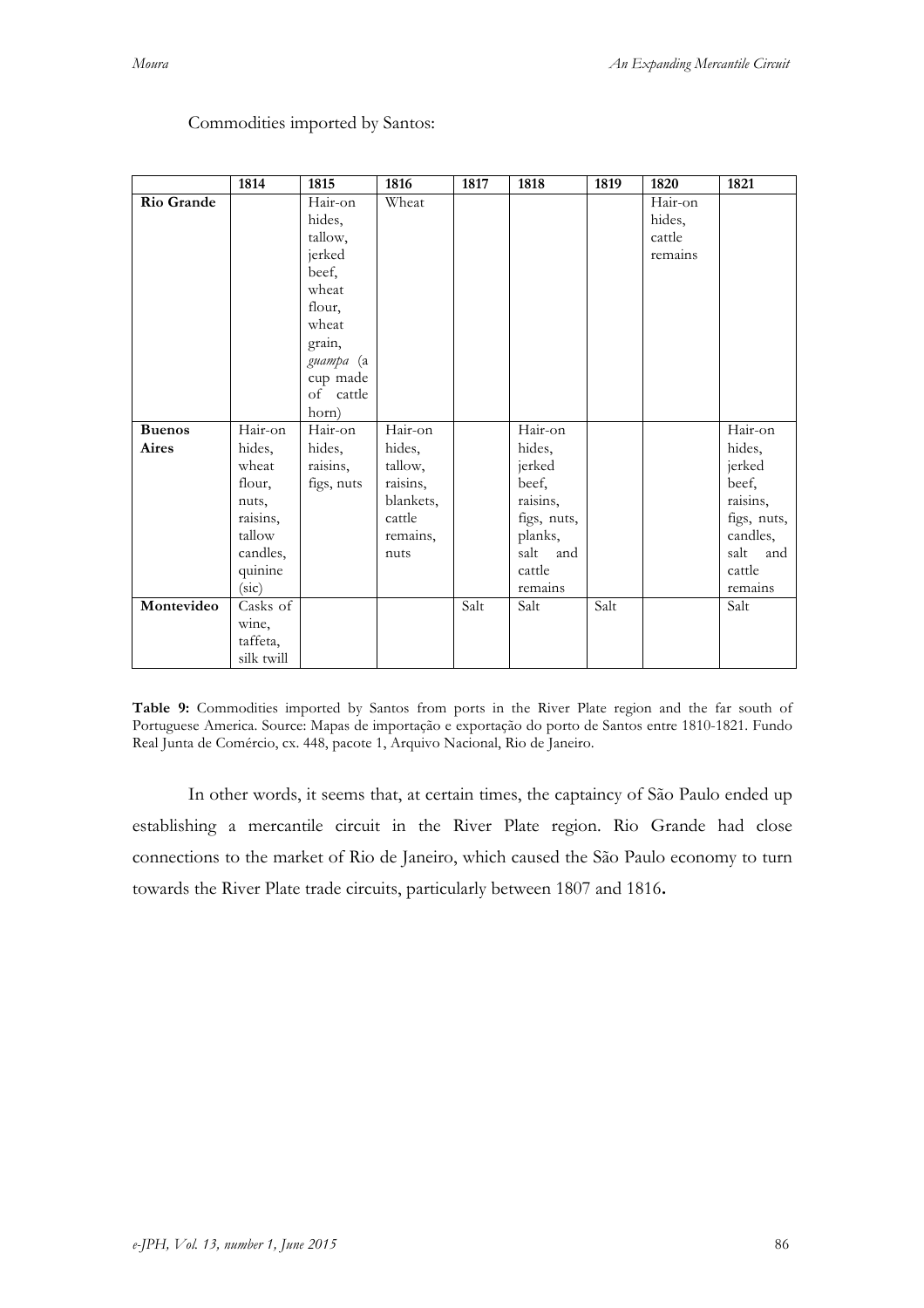Commodities imported by Santos:

| | 1814 | 1815 | 1816 | 1817 | 1818 | 1819 | 1820 | 1821 |
|---|---|---|---|---|---|---|---|---|
| **Rio Grande** | | Hair-on hides, tallow, jerked beef, wheat flour, wheat grain, *guampa* (a cup made of cattle horn) | Wheat | | | | Hair-on hides, cattle remains | |
| **Buenos Aires** | Hair-on hides, wheat flour, nuts, raisins, tallow candles, quinine (sic) | Hair-on hides, raisins, figs, nuts | Hair-on hides, tallow, raisins, blankets, cattle remains, nuts | | Hair-on hides, jerked beef, raisins, figs, nuts, planks, salt and cattle remains | | | Hair-on hides, jerked beef, raisins, figs, nuts, candles, salt and cattle remains |
| **Montevideo** | Casks of wine, taffeta, silk twill | | | Salt | Salt | Salt | | Salt |

**Table 9:** Commodities imported by Santos from ports in the River Plate region and the far south of Portuguese America. Source: Mapas de importação e exportação do porto de Santos entre 1810-1821. Fundo Real Junta de Comércio, cx. 448, pacote 1, Arquivo Nacional, Rio de Janeiro.

In other words, it seems that, at certain times, the captaincy of São Paulo ended up establishing a mercantile circuit in the River Plate region. Rio Grande had close connections to the market of Rio de Janeiro, which caused the São Paulo economy to turn towards the River Plate trade circuits, particularly between 1807 and 1816**.**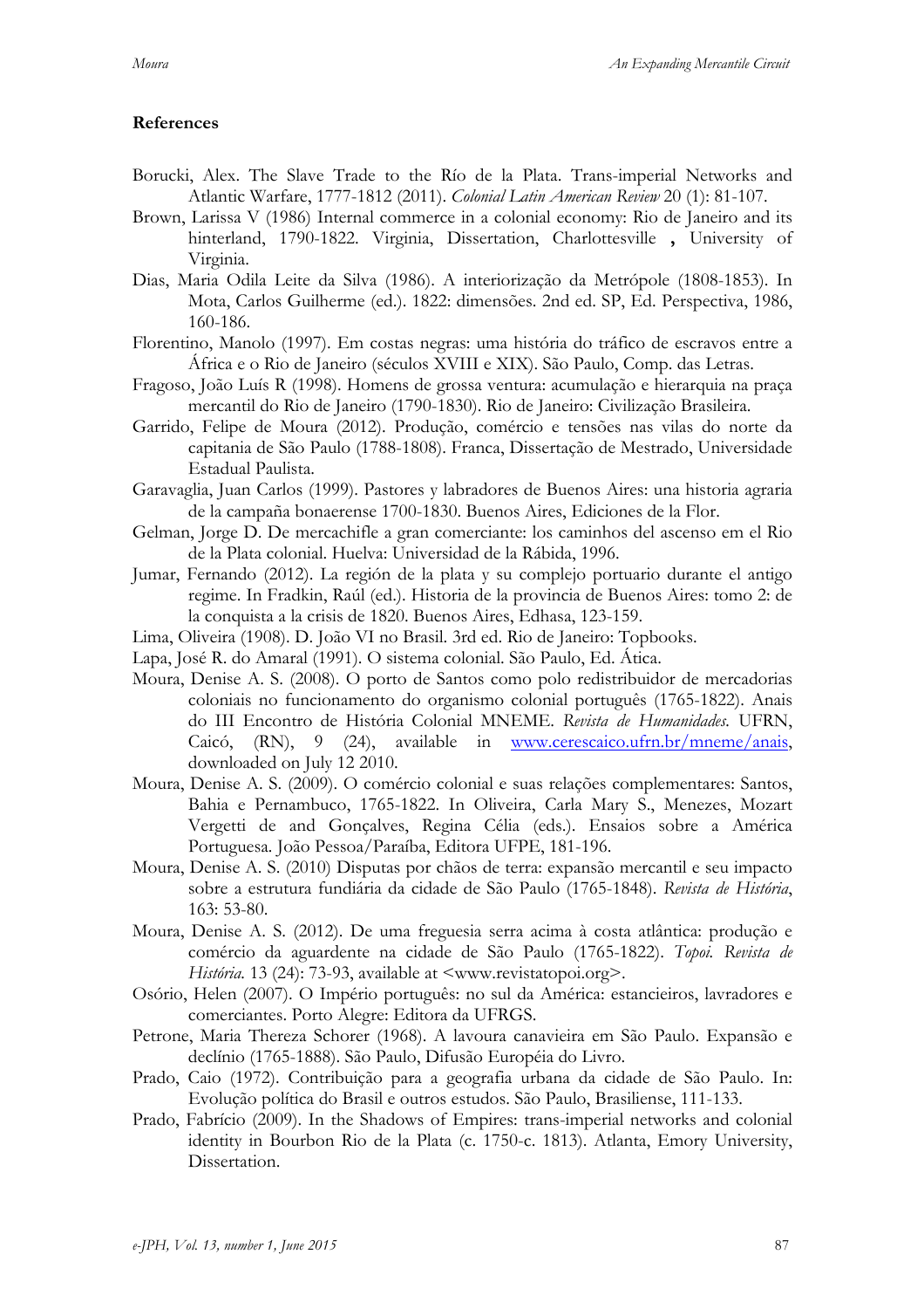## References

Borucki, Alex. The Slave Trade to the Río de la Plata. Trans-imperial Networks and Atlantic Warfare, 1777-1812 (2011). *Colonial Latin American Review* 20 (1): 81-107.

Brown, Larissa V (1986) Internal commerce in a colonial economy: Rio de Janeiro and its hinterland, 1790-1822. Virginia, Dissertation, Charlottesville , University of Virginia.

Dias, Maria Odila Leite da Silva (1986). A interiorização da Metrópole (1808-1853). In Mota, Carlos Guilherme (ed.). 1822: dimensões. 2nd ed. SP, Ed. Perspectiva, 1986, 160-186.

Florentino, Manolo (1997). Em costas negras: uma história do tráfico de escravos entre a África e o Rio de Janeiro (séculos XVIII e XIX). São Paulo, Comp. das Letras.

Fragoso, João Luís R (1998). Homens de grossa ventura: acumulação e hierarquia na praça mercantil do Rio de Janeiro (1790-1830). Rio de Janeiro: Civilização Brasileira.

Garrido, Felipe de Moura (2012). Produção, comércio e tensões nas vilas do norte da capitania de São Paulo (1788-1808). Franca, Dissertação de Mestrado, Universidade Estadual Paulista.

Garavaglia, Juan Carlos (1999). Pastores y labradores de Buenos Aires: una historia agraria de la campaña bonaerense 1700-1830. Buenos Aires, Ediciones de la Flor.

Gelman, Jorge D. De mercachifle a gran comerciante: los caminhos del ascenso em el Rio de la Plata colonial. Huelva: Universidad de la Rábida, 1996.

Jumar, Fernando (2012). La región de la plata y su complejo portuario durante el antigo regime. In Fradkin, Raúl (ed.). Historia de la provincia de Buenos Aires: tomo 2: de la conquista a la crisis de 1820. Buenos Aires, Edhasa, 123-159.

Lima, Oliveira (1908). D. João VI no Brasil. 3rd ed. Rio de Janeiro: Topbooks.

Lapa, José R. do Amaral (1991). O sistema colonial. São Paulo, Ed. Ática.

Moura, Denise A. S. (2008). O porto de Santos como polo redistribuidor de mercadorias coloniais no funcionamento do organismo colonial português (1765-1822). Anais do III Encontro de História Colonial MNEME. *Revista de Humanidades*. UFRN, Caicó, (RN), 9 (24), available in www.cerescaico.ufrn.br/mneme/anais, downloaded on July 12 2010.

Moura, Denise A. S. (2009). O comércio colonial e suas relações complementares: Santos, Bahia e Pernambuco, 1765-1822. In Oliveira, Carla Mary S., Menezes, Mozart Vergetti de and Gonçalves, Regina Célia (eds.). Ensaios sobre a América Portuguesa. João Pessoa/Paraíba, Editora UFPE, 181-196.

Moura, Denise A. S. (2010) Disputas por chãos de terra: expansão mercantil e seu impacto sobre a estrutura fundiária da cidade de São Paulo (1765-1848). *Revista de História*, 163: 53-80.

Moura, Denise A. S. (2012). De uma freguesia serra acima à costa atlântica: produção e comércio da aguardente na cidade de São Paulo (1765-1822). *Topoi. Revista de História*. 13 (24): 73-93, available at <www.revistatopoi.org>.

Osório, Helen (2007). O Império português: no sul da América: estancieiros, lavradores e comerciantes. Porto Alegre: Editora da UFRGS.

Petrone, Maria Thereza Schorer (1968). A lavoura canavieira em São Paulo. Expansão e declínio (1765-1888). São Paulo, Difusão Européia do Livro.

Prado, Caio (1972). Contribuição para a geografia urbana da cidade de São Paulo. In: Evolução política do Brasil e outros estudos. São Paulo, Brasiliense, 111-133.

Prado, Fabrício (2009). In the Shadows of Empires: trans-imperial networks and colonial identity in Bourbon Rio de la Plata (c. 1750-c. 1813). Atlanta, Emory University, Dissertation.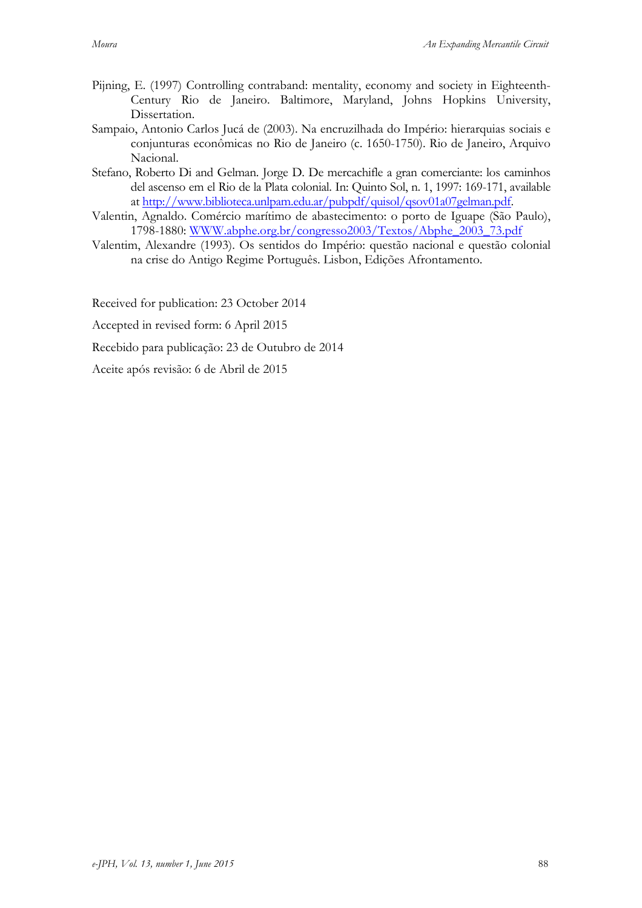Pijning, E. (1997) Controlling contraband: mentality, economy and society in Eighteenth-Century Rio de Janeiro. Baltimore, Maryland, Johns Hopkins University, Dissertation.

Sampaio, Antonio Carlos Jucá de (2003). Na encruzilhada do Império: hierarquias sociais e conjunturas econômicas no Rio de Janeiro (c. 1650-1750). Rio de Janeiro, Arquivo Nacional.

Stefano, Roberto Di and Gelman. Jorge D. De mercachifle a gran comerciante: los caminhos del ascenso em el Rio de la Plata colonial. In: Quinto Sol, n. 1, 1997: 169-171, available at http://www.biblioteca.unlpam.edu.ar/pubpdf/quisol/qsov01a07gelman.pdf.

Valentin, Agnaldo. Comércio marítimo de abastecimento: o porto de Iguape (São Paulo), 1798-1880: WWW.abphe.org.br/congresso2003/Textos/Abphe_2003_73.pdf

Valentim, Alexandre (1993). Os sentidos do Império: questão nacional e questão colonial na crise do Antigo Regime Português. Lisbon, Edições Afrontamento.

Received for publication: 23 October 2014

Accepted in revised form: 6 April 2015

Recebido para publicação: 23 de Outubro de 2014

Aceite após revisão: 6 de Abril de 2015